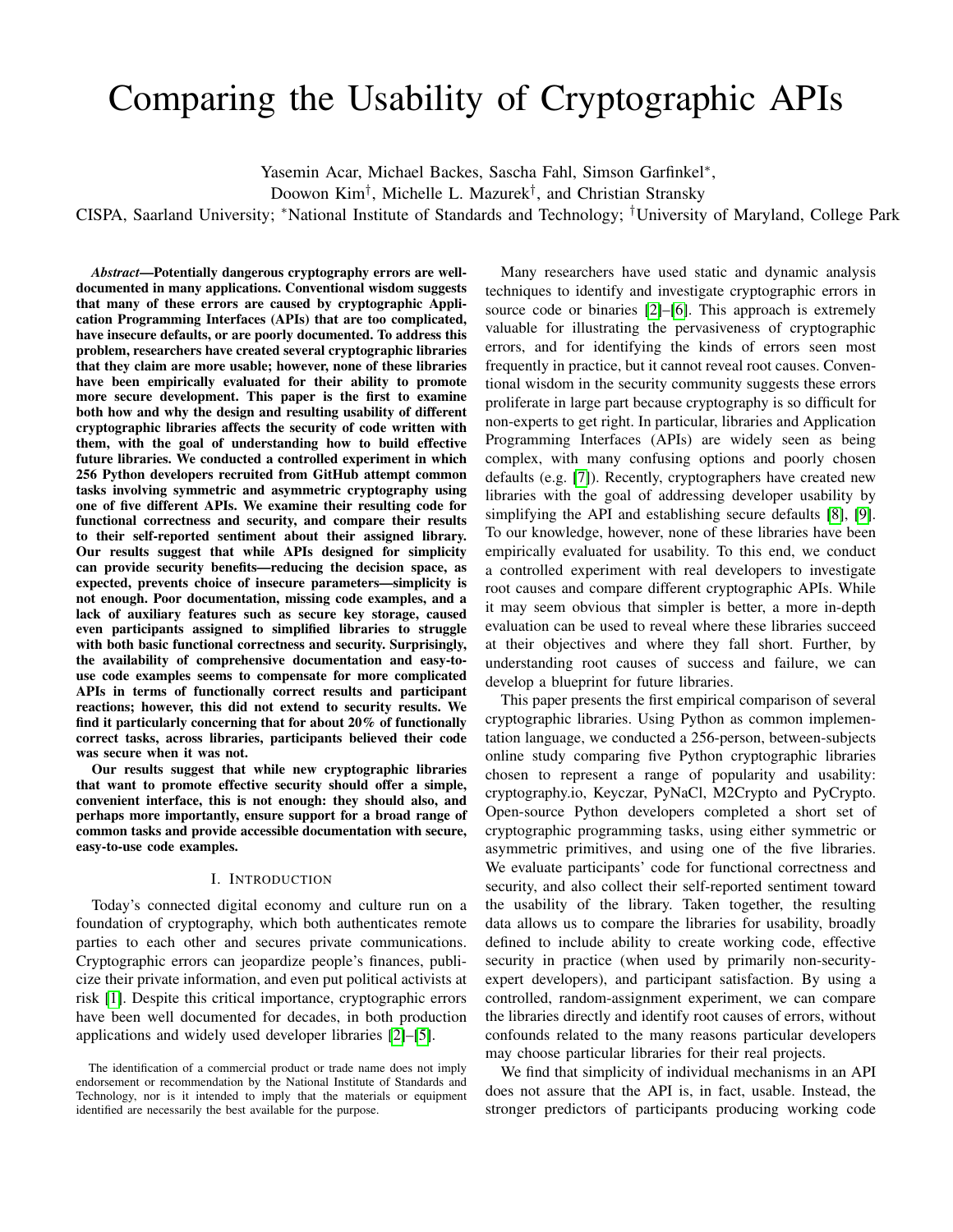# Comparing the Usability of Cryptographic APIs

Yasemin Acar, Michael Backes, Sascha Fahl, Simson Garfinkel[*],
Doowon Kim[†], Michelle L. Mazurek[†], and Christian Stransky

CISPA, Saarland University; [*]National Institute of Standards and Technology; [†]University of Maryland, College Park

***Abstract*—Potentially dangerous cryptography errors are well-documented in many applications. Conventional wisdom suggests that many of these errors are caused by cryptographic Application Programming Interfaces (APIs) that are too complicated, have insecure defaults, or are poorly documented. To address this problem, researchers have created several cryptographic libraries that they claim are more usable; however, none of these libraries have been empirically evaluated for their ability to promote more secure development. This paper is the first to examine both how and why the design and resulting usability of different cryptographic libraries affects the security of code written with them, with the goal of understanding how to build effective future libraries. We conducted a controlled experiment in which 256 Python developers recruited from GitHub attempt common tasks involving symmetric and asymmetric cryptography using one of five different APIs. We examine their resulting code for functional correctness and security, and compare their results to their self-reported sentiment about their assigned library. Our results suggest that while APIs designed for simplicity can provide security benefits—reducing the decision space, as expected, prevents choice of insecure parameters—simplicity is not enough. Poor documentation, missing code examples, and a lack of auxiliary features such as secure key storage, caused even participants assigned to simplified libraries to struggle with both basic functional correctness and security. Surprisingly, the availability of comprehensive documentation and easy-to-use code examples seems to compensate for more complicated APIs in terms of functionally correct results and participant reactions; however, this did not extend to security results. We find it particularly concerning that for about 20% of functionally correct tasks, across libraries, participants believed their code was secure when it was not.**

**Our results suggest that while new cryptographic libraries that want to promote effective security should offer a simple, convenient interface, this is not enough: they should also, and perhaps more importantly, ensure support for a broad range of common tasks and provide accessible documentation with secure, easy-to-use code examples.**

## I. Introduction

Today's connected digital economy and culture run on a foundation of cryptography, which both authenticates remote parties to each other and secures private communications. Cryptographic errors can jeopardize people's finances, publicize their private information, and even put political activists at risk [1]. Despite this critical importance, cryptographic errors have been well documented for decades, in both production applications and widely used developer libraries [2]–[5].

Many researchers have used static and dynamic analysis techniques to identify and investigate cryptographic errors in source code or binaries [2]–[6]. This approach is extremely valuable for illustrating the pervasiveness of cryptographic errors, and for identifying the kinds of errors seen most frequently in practice, but it cannot reveal root causes. Conventional wisdom in the security community suggests these errors proliferate in large part because cryptography is so difficult for non-experts to get right. In particular, libraries and Application Programming Interfaces (APIs) are widely seen as being complex, with many confusing options and poorly chosen defaults (e.g. [7]). Recently, cryptographers have created new libraries with the goal of addressing developer usability by simplifying the API and establishing secure defaults [8], [9]. To our knowledge, however, none of these libraries have been empirically evaluated for usability. To this end, we conduct a controlled experiment with real developers to investigate root causes and compare different cryptographic APIs. While it may seem obvious that simpler is better, a more in-depth evaluation can be used to reveal where these libraries succeed at their objectives and where they fall short. Further, by understanding root causes of success and failure, we can develop a blueprint for future libraries.

This paper presents the first empirical comparison of several cryptographic libraries. Using Python as common implementation language, we conducted a 256-person, between-subjects online study comparing five Python cryptographic libraries chosen to represent a range of popularity and usability: cryptography.io, Keyczar, PyNaCl, M2Crypto and PyCrypto. Open-source Python developers completed a short set of cryptographic programming tasks, using either symmetric or asymmetric primitives, and using one of the five libraries. We evaluate participants' code for functional correctness and security, and also collect their self-reported sentiment toward the usability of the library. Taken together, the resulting data allows us to compare the libraries for usability, broadly defined to include ability to create working code, effective security in practice (when used by primarily non-security-expert developers), and participant satisfaction. By using a controlled, random-assignment experiment, we can compare the libraries directly and identify root causes of errors, without confounds related to the many reasons particular developers may choose particular libraries for their real projects.

We find that simplicity of individual mechanisms in an API does not assure that the API is, in fact, usable. Instead, the stronger predictors of participants producing working code

The identification of a commercial product or trade name does not imply endorsement or recommendation by the National Institute of Standards and Technology, nor is it intended to imply that the materials or equipment identified are necessarily the best available for the purpose.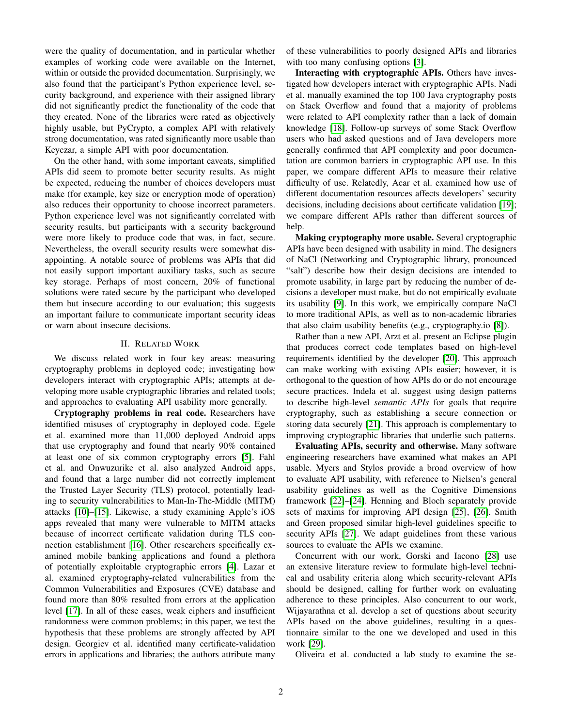were the quality of documentation, and in particular whether examples of working code were available on the Internet, within or outside the provided documentation. Surprisingly, we also found that the participant's Python experience level, security background, and experience with their assigned library did not significantly predict the functionality of the code that they created. None of the libraries were rated as objectively highly usable, but PyCrypto, a complex API with relatively strong documentation, was rated significantly more usable than Keyczar, a simple API with poor documentation.

On the other hand, with some important caveats, simplified APIs did seem to promote better security results. As might be expected, reducing the number of choices developers must make (for example, key size or encryption mode of operation) also reduces their opportunity to choose incorrect parameters. Python experience level was not significantly correlated with security results, but participants with a security background were more likely to produce code that was, in fact, secure. Nevertheless, the overall security results were somewhat disappointing. A notable source of problems was APIs that did not easily support important auxiliary tasks, such as secure key storage. Perhaps of most concern, 20% of functional solutions were rated secure by the participant who developed them but insecure according to our evaluation; this suggests an important failure to communicate important security ideas or warn about insecure decisions.

## II. Related Work

We discuss related work in four key areas: measuring cryptography problems in deployed code; investigating how developers interact with cryptographic APIs; attempts at developing more usable cryptographic libraries and related tools; and approaches to evaluating API usability more generally.

**Cryptography problems in real code.** Researchers have identified misuses of cryptography in deployed code. Egele et al. examined more than 11,000 deployed Android apps that use cryptography and found that nearly 90% contained at least one of six common cryptography errors [5]. Fahl et al. and Onwuzurike et al. also analyzed Android apps, and found that a large number did not correctly implement the Trusted Layer Security (TLS) protocol, potentially leading to security vulnerabilities to Man-In-The-Middle (MITM) attacks [10]–[15]. Likewise, a study examining Apple's iOS apps revealed that many were vulnerable to MITM attacks because of incorrect certificate validation during TLS connection establishment [16]. Other researchers specifically examined mobile banking applications and found a plethora of potentially exploitable cryptographic errors [4]. Lazar et al. examined cryptography-related vulnerabilities from the Common Vulnerabilities and Exposures (CVE) database and found more than 80% resulted from errors at the application level [17]. In all of these cases, weak ciphers and insufficient randomness were common problems; in this paper, we test the hypothesis that these problems are strongly affected by API design. Georgiev et al. identified many certificate-validation errors in applications and libraries; the authors attribute many of these vulnerabilities to poorly designed APIs and libraries with too many confusing options [3].

**Interacting with cryptographic APIs.** Others have investigated how developers interact with cryptographic APIs. Nadi et al. manually examined the top 100 Java cryptography posts on Stack Overflow and found that a majority of problems were related to API complexity rather than a lack of domain knowledge [18]. Follow-up surveys of some Stack Overflow users who had asked questions and of Java developers more generally confirmed that API complexity and poor documentation are common barriers in cryptographic API use. In this paper, we compare different APIs to measure their relative difficulty of use. Relatedly, Acar et al. examined how use of different documentation resources affects developers' security decisions, including decisions about certificate validation [19]; we compare different APIs rather than different sources of help.

**Making cryptography more usable.** Several cryptographic APIs have been designed with usability in mind. The designers of NaCl (Networking and Cryptographic library, pronounced "salt") describe how their design decisions are intended to promote usability, in large part by reducing the number of decisions a developer must make, but do not empirically evaluate its usability [9]. In this work, we empirically compare NaCl to more traditional APIs, as well as to non-academic libraries that also claim usability benefits (e.g., cryptography.io [8]).

Rather than a new API, Arzt et al. present an Eclipse plugin that produces correct code templates based on high-level requirements identified by the developer [20]. This approach can make working with existing APIs easier; however, it is orthogonal to the question of how APIs do or do not encourage secure practices. Indela et al. suggest using design patterns to describe high-level *semantic APIs* for goals that require cryptography, such as establishing a secure connection or storing data securely [21]. This approach is complementary to improving cryptographic libraries that underlie such patterns.

**Evaluating APIs, security and otherwise.** Many software engineering researchers have examined what makes an API usable. Myers and Stylos provide a broad overview of how to evaluate API usability, with reference to Nielsen's general usability guidelines as well as the Cognitive Dimensions framework [22]–[24]. Henning and Bloch separately provide sets of maxims for improving API design [25], [26]. Smith and Green proposed similar high-level guidelines specific to security APIs [27]. We adapt guidelines from these various sources to evaluate the APIs we examine.

Concurrent with our work, Gorski and Iacono [28] use an extensive literature review to formulate high-level technical and usability criteria along which security-relevant APIs should be designed, calling for further work on evaluating adherence to these principles. Also concurrent to our work, Wijayarathna et al. develop a set of questions about security APIs based on the above guidelines, resulting in a questionnaire similar to the one we developed and used in this work [29].

Oliveira et al. conducted a lab study to examine the se-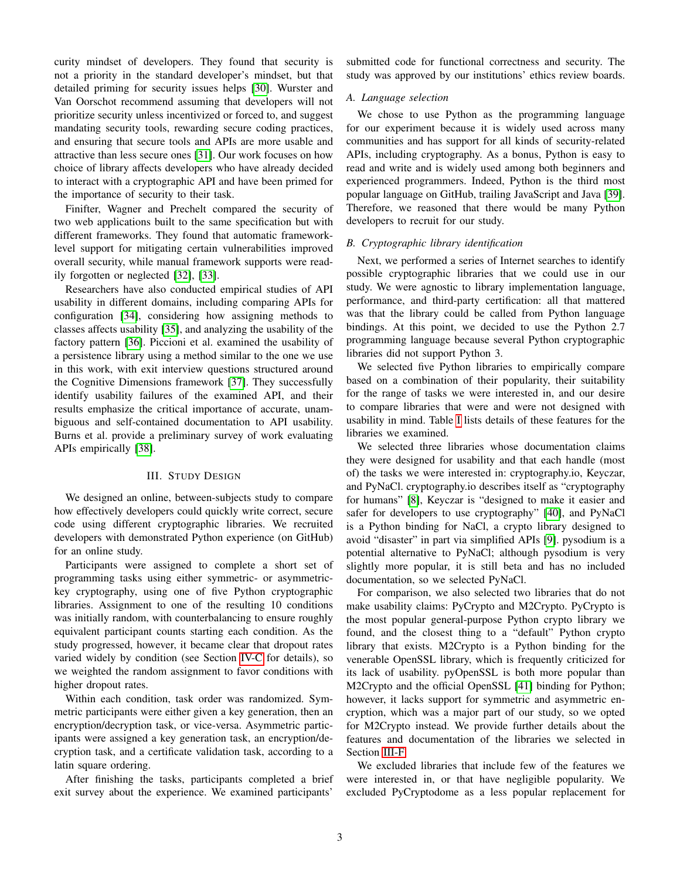curity mindset of developers. They found that security is not a priority in the standard developer's mindset, but that detailed priming for security issues helps [30]. Wurster and Van Oorschot recommend assuming that developers will not prioritize security unless incentivized or forced to, and suggest mandating security tools, rewarding secure coding practices, and ensuring that secure tools and APIs are more usable and attractive than less secure ones [31]. Our work focuses on how choice of library affects developers who have already decided to interact with a cryptographic API and have been primed for the importance of security to their task.

Finifter, Wagner and Prechelt compared the security of two web applications built to the same specification but with different frameworks. They found that automatic framework-level support for mitigating certain vulnerabilities improved overall security, while manual framework supports were readily forgotten or neglected [32], [33].

Researchers have also conducted empirical studies of API usability in different domains, including comparing APIs for configuration [34], considering how assigning methods to classes affects usability [35], and analyzing the usability of the factory pattern [36]. Piccioni et al. examined the usability of a persistence library using a method similar to the one we use in this work, with exit interview questions structured around the Cognitive Dimensions framework [37]. They successfully identify usability failures of the examined API, and their results emphasize the critical importance of accurate, unambiguous and self-contained documentation to API usability. Burns et al. provide a preliminary survey of work evaluating APIs empirically [38].

## III. Study Design

We designed an online, between-subjects study to compare how effectively developers could quickly write correct, secure code using different cryptographic libraries. We recruited developers with demonstrated Python experience (on GitHub) for an online study.

Participants were assigned to complete a short set of programming tasks using either symmetric- or asymmetric-key cryptography, using one of five Python cryptographic libraries. Assignment to one of the resulting 10 conditions was initially random, with counterbalancing to ensure roughly equivalent participant counts starting each condition. As the study progressed, however, it became clear that dropout rates varied widely by condition (see Section IV-C for details), so we weighted the random assignment to favor conditions with higher dropout rates.

Within each condition, task order was randomized. Symmetric participants were either given a key generation, then an encryption/decryption task, or vice-versa. Asymmetric participants were assigned a key generation task, an encryption/decryption task, and a certificate validation task, according to a latin square ordering.

After finishing the tasks, participants completed a brief exit survey about the experience. We examined participants' submitted code for functional correctness and security. The study was approved by our institutions' ethics review boards.

### A. Language selection

We chose to use Python as the programming language for our experiment because it is widely used across many communities and has support for all kinds of security-related APIs, including cryptography. As a bonus, Python is easy to read and write and is widely used among both beginners and experienced programmers. Indeed, Python is the third most popular language on GitHub, trailing JavaScript and Java [39]. Therefore, we reasoned that there would be many Python developers to recruit for our study.

### B. Cryptographic library identification

Next, we performed a series of Internet searches to identify possible cryptographic libraries that we could use in our study. We were agnostic to library implementation language, performance, and third-party certification: all that mattered was that the library could be called from Python language bindings. At this point, we decided to use the Python 2.7 programming language because several Python cryptographic libraries did not support Python 3.

We selected five Python libraries to empirically compare based on a combination of their popularity, their suitability for the range of tasks we were interested in, and our desire to compare libraries that were and were not designed with usability in mind. Table I lists details of these features for the libraries we examined.

We selected three libraries whose documentation claims they were designed for usability and that each handle (most of) the tasks we were interested in: cryptography.io, Keyczar, and PyNaCl. cryptography.io describes itself as "cryptography for humans" [8], Keyczar is "designed to make it easier and safer for developers to use cryptography" [40], and PyNaCl is a Python binding for NaCl, a crypto library designed to avoid "disaster" in part via simplified APIs [9]. pysodium is a potential alternative to PyNaCl; although pysodium is very slightly more popular, it is still beta and has no included documentation, so we selected PyNaCl.

For comparison, we also selected two libraries that do not make usability claims: PyCrypto and M2Crypto. PyCrypto is the most popular general-purpose Python crypto library we found, and the closest thing to a "default" Python crypto library that exists. M2Crypto is a Python binding for the venerable OpenSSL library, which is frequently criticized for its lack of usability. pyOpenSSL is both more popular than M2Crypto and the official OpenSSL [41] binding for Python; however, it lacks support for symmetric and asymmetric encryption, which was a major part of our study, so we opted for M2Crypto instead. We provide further details about the features and documentation of the libraries we selected in Section III-F.

We excluded libraries that include few of the features we were interested in, or that have negligible popularity. We excluded PyCryptodome as a less popular replacement for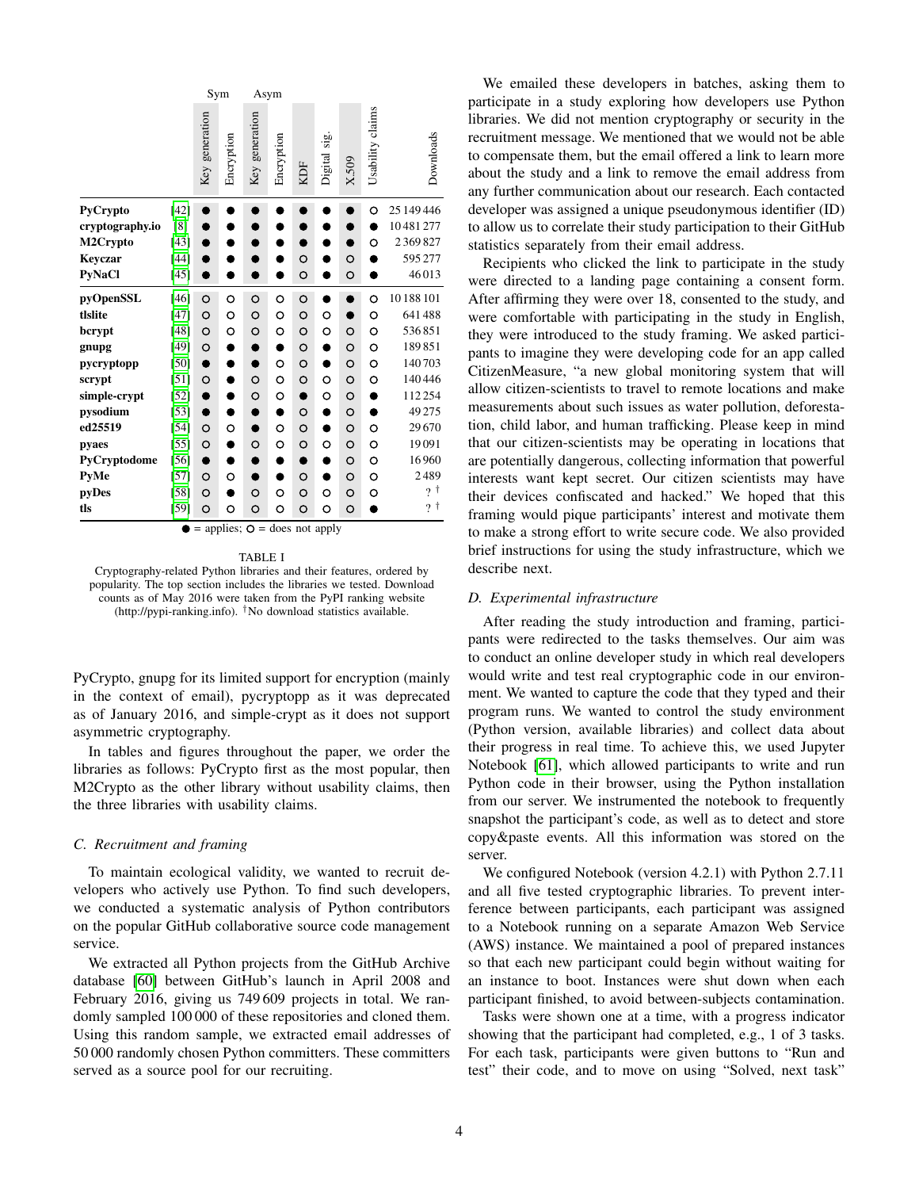| | | Sym | | Asym | | | | | | |
|---|---|---|---|---|---|---|---|---|---|---|
| | | Key generation | Encryption | Key generation | Encryption | KDF | Digital sig. | X.509 | Usability claims | Downloads |
| **PyCrypto** | [42] | ● | ● | ● | ● | ● | ● | ● | ○ | 25 149 446 |
| **cryptography.io** | [8] | ● | ● | ● | ● | ● | ● | ● | ● | 10 481 277 |
| **M2Crypto** | [43] | ● | ● | ● | ● | ● | ● | ● | ○ | 2 369 827 |
| **Keyczar** | [44] | ● | ● | ● | ● | ○ | ● | ○ | ● | 595 277 |
| **PyNaCl** | [45] | ● | ● | ● | ● | ○ | ● | ○ | ● | 46 013 |
| **pyOpenSSL** | [46] | ○ | ○ | ○ | ○ | ○ | ● | ● | ○ | 10 188 101 |
| **tlslite** | [47] | ○ | ○ | ○ | ○ | ○ | ○ | ● | ○ | 641 488 |
| **bcrypt** | [48] | ○ | ○ | ○ | ○ | ○ | ○ | ○ | ○ | 536 851 |
| **gnupg** | [49] | ○ | ● | ● | ● | ○ | ● | ○ | ○ | 189 851 |
| **pycryptopp** | [50] | ● | ● | ● | ○ | ○ | ● | ○ | ○ | 140 703 |
| **scrypt** | [51] | ○ | ● | ○ | ○ | ○ | ○ | ○ | ○ | 140 446 |
| **simple-crypt** | [52] | ● | ● | ○ | ○ | ● | ○ | ○ | ● | 112 254 |
| **pysodium** | [53] | ● | ● | ● | ● | ○ | ● | ○ | ● | 49 275 |
| **ed25519** | [54] | ○ | ○ | ● | ○ | ○ | ● | ○ | ○ | 29 670 |
| **pyaes** | [55] | ○ | ● | ○ | ○ | ○ | ○ | ○ | ○ | 19 091 |
| **PyCryptodome** | [56] | ● | ● | ● | ● | ● | ● | ○ | ○ | 16 960 |
| **PyMe** | [57] | ○ | ○ | ● | ● | ○ | ● | ○ | ○ | 2 489 |
| **pyDes** | [58] | ○ | ● | ○ | ○ | ○ | ○ | ○ | ○ | ? † |
| **tls** | [59] | ○ | ○ | ○ | ○ | ○ | ○ | ○ | ● | ? † |

● = applies; ○ = does not apply

TABLE I
Cryptography-related Python libraries and their features, ordered by popularity. The top section includes the libraries we tested. Download counts as of May 2016 were taken from the PyPI ranking website (http://pypi-ranking.info). †No download statistics available.

PyCrypto, gnupg for its limited support for encryption (mainly in the context of email), pycryptopp as it was deprecated as of January 2016, and simple-crypt as it does not support asymmetric cryptography.

In tables and figures throughout the paper, we order the libraries as follows: PyCrypto first as the most popular, then M2Crypto as the other library without usability claims, then the three libraries with usability claims.

### C. Recruitment and framing

To maintain ecological validity, we wanted to recruit developers who actively use Python. To find such developers, we conducted a systematic analysis of Python contributors on the popular GitHub collaborative source code management service.

We extracted all Python projects from the GitHub Archive database [60] between GitHub's launch in April 2008 and February 2016, giving us 749 609 projects in total. We randomly sampled 100 000 of these repositories and cloned them. Using this random sample, we extracted email addresses of 50 000 randomly chosen Python committers. These committers served as a source pool for our recruiting.

We emailed these developers in batches, asking them to participate in a study exploring how developers use Python libraries. We did not mention cryptography or security in the recruitment message. We mentioned that we would not be able to compensate them, but the email offered a link to learn more about the study and a link to remove the email address from any further communication about our research. Each contacted developer was assigned a unique pseudonymous identifier (ID) to allow us to correlate their study participation to their GitHub statistics separately from their email address.

Recipients who clicked the link to participate in the study were directed to a landing page containing a consent form. After affirming they were over 18, consented to the study, and were comfortable with participating in the study in English, they were introduced to the study framing. We asked participants to imagine they were developing code for an app called CitizenMeasure, "a new global monitoring system that will allow citizen-scientists to travel to remote locations and make measurements about such issues as water pollution, deforestation, child labor, and human trafficking. Please keep in mind that our citizen-scientists may be operating in locations that are potentially dangerous, collecting information that powerful interests want kept secret. Our citizen scientists may have their devices confiscated and hacked." We hoped that this framing would pique participants' interest and motivate them to make a strong effort to write secure code. We also provided brief instructions for using the study infrastructure, which we describe next.

### D. Experimental infrastructure

After reading the study introduction and framing, participants were redirected to the tasks themselves. Our aim was to conduct an online developer study in which real developers would write and test real cryptographic code in our environment. We wanted to capture the code that they typed and their program runs. We wanted to control the study environment (Python version, available libraries) and collect data about their progress in real time. To achieve this, we used Jupyter Notebook [61], which allowed participants to write and run Python code in their browser, using the Python installation from our server. We instrumented the notebook to frequently snapshot the participant's code, as well as to detect and store copy&paste events. All this information was stored on the server.

We configured Notebook (version 4.2.1) with Python 2.7.11 and all five tested cryptographic libraries. To prevent interference between participants, each participant was assigned to a Notebook running on a separate Amazon Web Service (AWS) instance. We maintained a pool of prepared instances so that each new participant could begin without waiting for an instance to boot. Instances were shut down when each participant finished, to avoid between-subjects contamination.

Tasks were shown one at a time, with a progress indicator showing that the participant had completed, e.g., 1 of 3 tasks. For each task, participants were given buttons to "Run and test" their code, and to move on using "Solved, next task"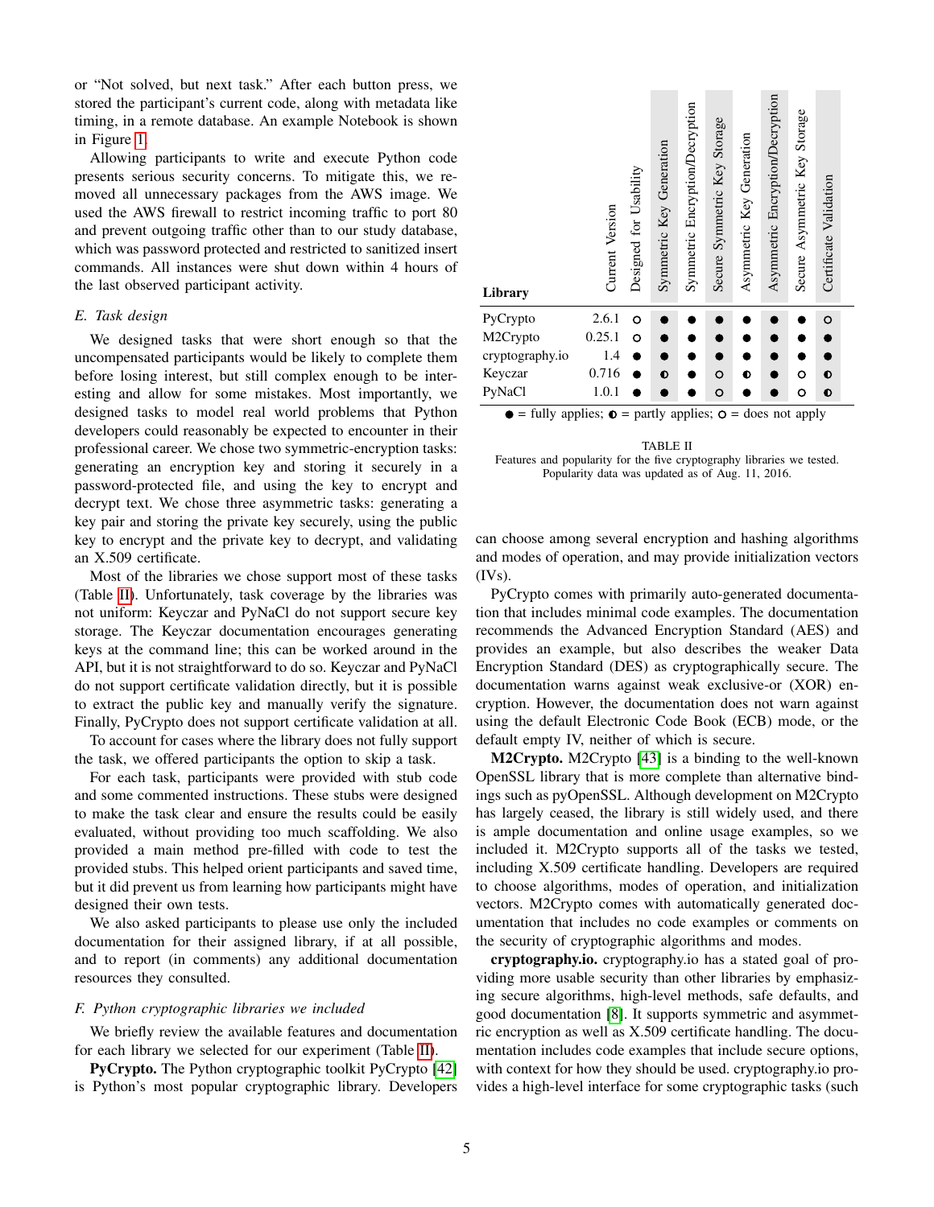or "Not solved, but next task." After each button press, we stored the participant's current code, along with metadata like timing, in a remote database. An example Notebook is shown in Figure 1.

Allowing participants to write and execute Python code presents serious security concerns. To mitigate this, we removed all unnecessary packages from the AWS image. We used the AWS firewall to restrict incoming traffic to port 80 and prevent outgoing traffic other than to our study database, which was password protected and restricted to sanitized insert commands. All instances were shut down within 4 hours of the last observed participant activity.

### E. Task design

We designed tasks that were short enough so that the uncompensated participants would be likely to complete them before losing interest, but still complex enough to be interesting and allow for some mistakes. Most importantly, we designed tasks to model real world problems that Python developers could reasonably be expected to encounter in their professional career. We chose two symmetric-encryption tasks: generating an encryption key and storing it securely in a password-protected file, and using the key to encrypt and decrypt text. We chose three asymmetric tasks: generating a key pair and storing the private key securely, using the public key to encrypt and the private key to decrypt, and validating an X.509 certificate.

Most of the libraries we chose support most of these tasks (Table II). Unfortunately, task coverage by the libraries was not uniform: Keyczar and PyNaCl do not support secure key storage. The Keyczar documentation encourages generating keys at the command line; this can be worked around in the API, but it is not straightforward to do so. Keyczar and PyNaCl do not support certificate validation directly, but it is possible to extract the public key and manually verify the signature. Finally, PyCrypto does not support certificate validation at all.

To account for cases where the library does not fully support the task, we offered participants the option to skip a task.

For each task, participants were provided with stub code and some commented instructions. These stubs were designed to make the task clear and ensure the results could be easily evaluated, without providing too much scaffolding. We also provided a main method pre-filled with code to test the provided stubs. This helped orient participants and saved time, but it did prevent us from learning how participants might have designed their own tests.

We also asked participants to please use only the included documentation for their assigned library, if at all possible, and to report (in comments) any additional documentation resources they consulted.

### F. Python cryptographic libraries we included

We briefly review the available features and documentation for each library we selected for our experiment (Table II).

**PyCrypto.** The Python cryptographic toolkit PyCrypto [42] is Python's most popular cryptographic library. Developers can choose among several encryption and hashing algorithms and modes of operation, and may provide initialization vectors (IVs).

| Library | Current Version | Designed for Usability | Symmetric Key Generation | Symmetric Encryption/Decryption | Secure Symmetric Key Storage | Asymmetric Key Generation | Asymmetric Encryption/Decryption | Secure Asymmetric Key Storage | Certificate Validation |
|---|---|---|---|---|---|---|---|---|---|
| PyCrypto | 2.6.1 | ○ | ● | ● | ● | ● | ● | ● | ○ |
| M2Crypto | 0.25.1 | ○ | ● | ● | ● | ● | ● | ● | ● |
| cryptography.io | 1.4 | ● | ● | ● | ● | ● | ● | ● | ● |
| Keyczar | 0.716 | ● | ◐ | ● | ○ | ◐ | ● | ○ | ◐ |
| PyNaCl | 1.0.1 | ● | ● | ● | ○ | ● | ● | ○ | ◐ |

● = fully applies; ◐ = partly applies; ○ = does not apply

TABLE II
Features and popularity for the five cryptography libraries we tested. Popularity data was updated as of Aug. 11, 2016.

PyCrypto comes with primarily auto-generated documentation that includes minimal code examples. The documentation recommends the Advanced Encryption Standard (AES) and provides an example, but also describes the weaker Data Encryption Standard (DES) as cryptographically secure. The documentation warns against weak exclusive-or (XOR) encryption. However, the documentation does not warn against using the default Electronic Code Book (ECB) mode, or the default empty IV, neither of which is secure.

**M2Crypto.** M2Crypto [43] is a binding to the well-known OpenSSL library that is more complete than alternative bindings such as pyOpenSSL. Although development on M2Crypto has largely ceased, the library is still widely used, and there is ample documentation and online usage examples, so we included it. M2Crypto supports all of the tasks we tested, including X.509 certificate handling. Developers are required to choose algorithms, modes of operation, and initialization vectors. M2Crypto comes with automatically generated documentation that includes no code examples or comments on the security of cryptographic algorithms and modes.

**cryptography.io.** cryptography.io has a stated goal of providing more usable security than other libraries by emphasizing secure algorithms, high-level methods, safe defaults, and good documentation [8]. It supports symmetric and asymmetric encryption as well as X.509 certificate handling. The documentation includes code examples that include secure options, with context for how they should be used. cryptography.io provides a high-level interface for some cryptographic tasks (such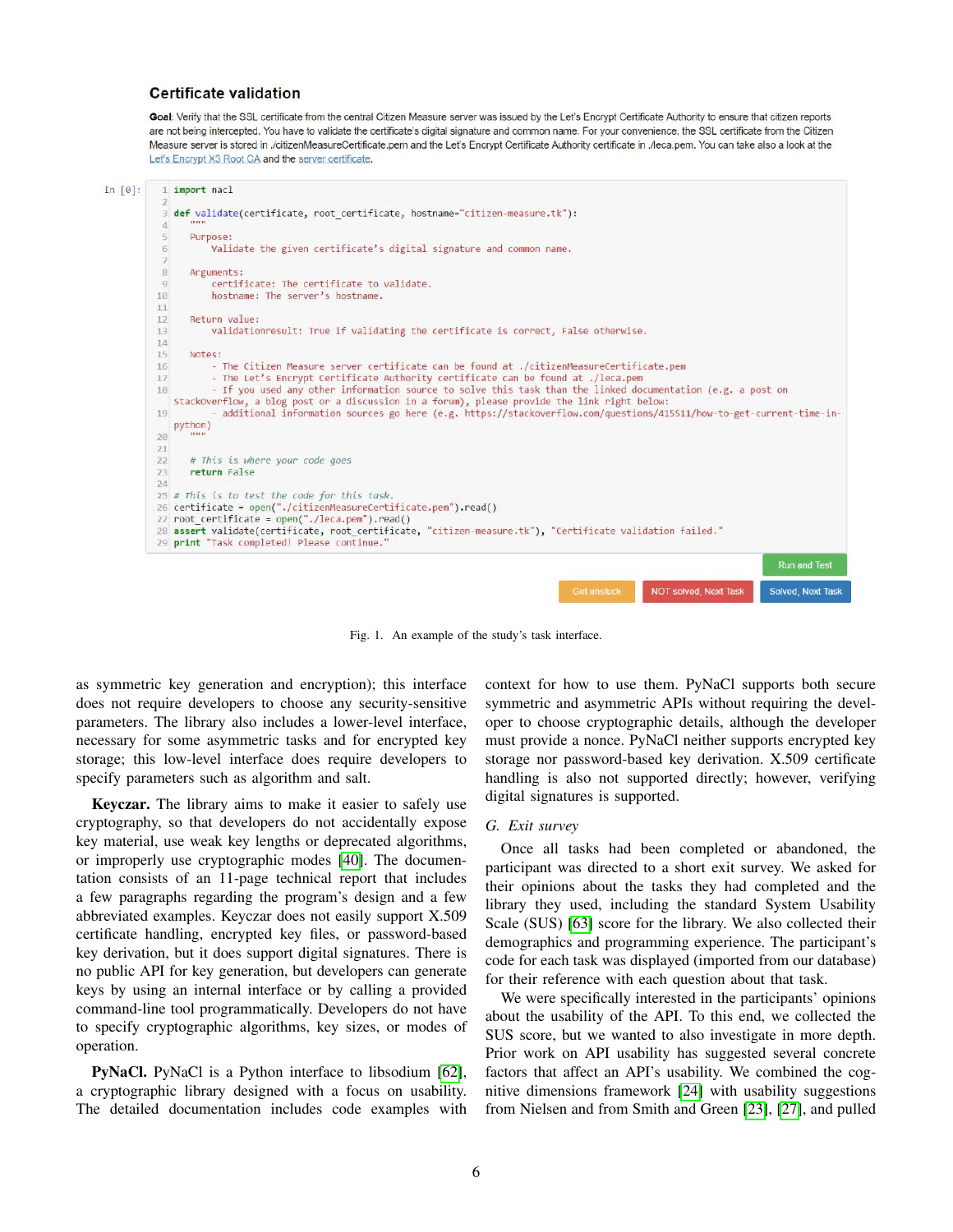### Certificate validation

**Goal**: Verify that the SSL certificate from the central Citizen Measure server was issued by the Let's Encrypt Certificate Authority to ensure that citizen reports are not being intercepted. You have to validate the certificate's digital signature and common name. For your convenience, the SSL certificate from the Citizen Measure server is stored in ./citizenMeasureCertificate.pem and the Let's Encrypt Certificate Authority certificate in ./leca.pem. You can take also a look at the Let's Encrypt X3 Root CA and the server certificate.

In [0]:

```
import nacl

def validate(certificate, root_certificate, hostname="citizen-measure.tk"):
    """
    Purpose:
        Validate the given certificate's digital signature and common name.

    Arguments:
        certificate: The certificate to validate.
        hostname: The server's hostname.

    Return value:
        validationresult: True if validating the certificate is correct, False otherwise.

    Notes:
        - The Citizen Measure server certificate can be found at ./citizenMeasureCertificate.pem
        - The Let's Encrypt Certificate Authority certificate can be found at ./leca.pem
        - If you used any other information source to solve this task than the linked documentation (e.g. a post on stackoverflow, a blog post or a discussion in a forum), please provide the link right below:
          - additional information sources go here (e.g. https://stackoverflow.com/questions/415511/how-to-get-current-time-in-python)
    """

    # This is where your code goes
    return False

# This is to test the code for this task.
certificate = open("./citizenMeasureCertificate.pem").read()
root_certificate = open("./leca.pem").read()
assert validate(certificate, root_certificate, "citizen-measure.tk"), "Certificate validation failed."
print "Task completed! Please continue."
```

Run and Test | Get unstuck | NOT solved, Next Task | Solved, Next Task

Fig. 1. An example of the study's task interface.

as symmetric key generation and encryption); this interface does not require developers to choose any security-sensitive parameters. The library also includes a lower-level interface, necessary for some asymmetric tasks and for encrypted key storage; this low-level interface does require developers to specify parameters such as algorithm and salt.

**Keyczar.** The library aims to make it easier to safely use cryptography, so that developers do not accidentally expose key material, use weak key lengths or deprecated algorithms, or improperly use cryptographic modes [40]. The documentation consists of an 11-page technical report that includes a few paragraphs regarding the program's design and a few abbreviated examples. Keyczar does not easily support X.509 certificate handling, encrypted key files, or password-based key derivation, but it does support digital signatures. There is no public API for key generation, but developers can generate keys by using an internal interface or by calling a provided command-line tool programmatically. Developers do not have to specify cryptographic algorithms, key sizes, or modes of operation.

**PyNaCl.** PyNaCl is a Python interface to libsodium [62], a cryptographic library designed with a focus on usability. The detailed documentation includes code examples with context for how to use them. PyNaCl supports both secure symmetric and asymmetric APIs without requiring the developer to choose cryptographic details, although the developer must provide a nonce. PyNaCl neither supports encrypted key storage nor password-based key derivation. X.509 certificate handling is also not supported directly; however, verifying digital signatures is supported.

### G. Exit survey

Once all tasks had been completed or abandoned, the participant was directed to a short exit survey. We asked for their opinions about the tasks they had completed and the library they used, including the standard System Usability Scale (SUS) [63] score for the library. We also collected their demographics and programming experience. The participant's code for each task was displayed (imported from our database) for their reference with each question about that task.

We were specifically interested in the participants' opinions about the usability of the API. To this end, we collected the SUS score, but we wanted to also investigate in more depth. Prior work on API usability has suggested several concrete factors that affect an API's usability. We combined the cognitive dimensions framework [24] with usability suggestions from Nielsen and from Smith and Green [23], [27], and pulled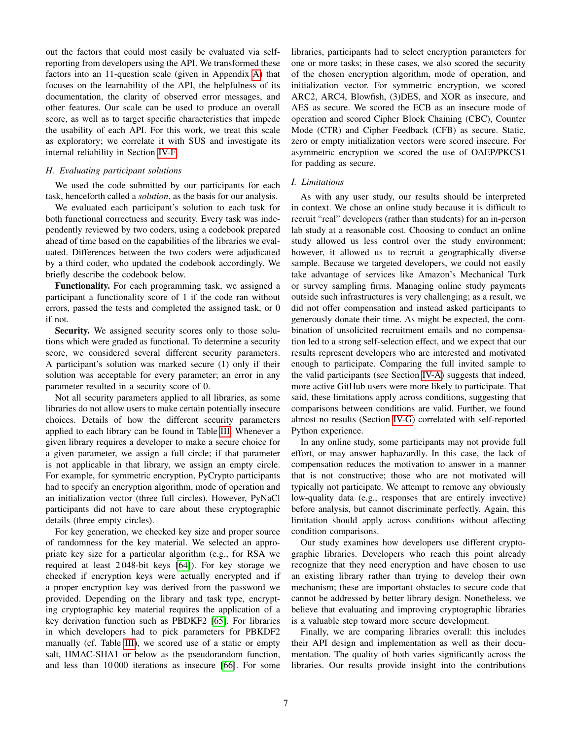out the factors that could most easily be evaluated via self-reporting from developers using the API. We transformed these factors into an 11-question scale (given in Appendix A) that focuses on the learnability of the API, the helpfulness of its documentation, the clarity of observed error messages, and other features. Our scale can be used to produce an overall score, as well as to target specific characteristics that impede the usability of each API. For this work, we treat this scale as exploratory; we correlate it with SUS and investigate its internal reliability in Section IV-F.

### H. Evaluating participant solutions

We used the code submitted by our participants for each task, henceforth called a *solution*, as the basis for our analysis.

We evaluated each participant's solution to each task for both functional correctness and security. Every task was independently reviewed by two coders, using a codebook prepared ahead of time based on the capabilities of the libraries we evaluated. Differences between the two coders were adjudicated by a third coder, who updated the codebook accordingly. We briefly describe the codebook below.

**Functionality.** For each programming task, we assigned a participant a functionality score of 1 if the code ran without errors, passed the tests and completed the assigned task, or 0 if not.

**Security.** We assigned security scores only to those solutions which were graded as functional. To determine a security score, we considered several different security parameters. A participant's solution was marked secure (1) only if their solution was acceptable for every parameter; an error in any parameter resulted in a security score of 0.

Not all security parameters applied to all libraries, as some libraries do not allow users to make certain potentially insecure choices. Details of how the different security parameters applied to each library can be found in Table III. Whenever a given library requires a developer to make a secure choice for a given parameter, we assign a full circle; if that parameter is not applicable in that library, we assign an empty circle. For example, for symmetric encryption, PyCrypto participants had to specify an encryption algorithm, mode of operation and an initialization vector (three full circles). However, PyNaCl participants did not have to care about these cryptographic details (three empty circles).

For key generation, we checked key size and proper source of randomness for the key material. We selected an appropriate key size for a particular algorithm (e.g., for RSA we required at least 2 048-bit keys [64]). For key storage we checked if encryption keys were actually encrypted and if a proper encryption key was derived from the password we provided. Depending on the library and task type, encrypting cryptographic key material requires the application of a key derivation function such as PBDKF2 [65]. For libraries in which developers had to pick parameters for PBKDF2 manually (cf. Table III), we scored use of a static or empty salt, HMAC-SHA1 or below as the pseudorandom function, and less than 10 000 iterations as insecure [66]. For some libraries, participants had to select encryption parameters for one or more tasks; in these cases, we also scored the security of the chosen encryption algorithm, mode of operation, and initialization vector. For symmetric encryption, we scored ARC2, ARC4, Blowfish, (3)DES, and XOR as insecure, and AES as secure. We scored the ECB as an insecure mode of operation and scored Cipher Block Chaining (CBC), Counter Mode (CTR) and Cipher Feedback (CFB) as secure. Static, zero or empty initialization vectors were scored insecure. For asymmetric encryption we scored the use of OAEP/PKCS1 for padding as secure.

### I. Limitations

As with any user study, our results should be interpreted in context. We chose an online study because it is difficult to recruit "real" developers (rather than students) for an in-person lab study at a reasonable cost. Choosing to conduct an online study allowed us less control over the study environment; however, it allowed us to recruit a geographically diverse sample. Because we targeted developers, we could not easily take advantage of services like Amazon's Mechanical Turk or survey sampling firms. Managing online study payments outside such infrastructures is very challenging; as a result, we did not offer compensation and instead asked participants to generously donate their time. As might be expected, the combination of unsolicited recruitment emails and no compensation led to a strong self-selection effect, and we expect that our results represent developers who are interested and motivated enough to participate. Comparing the full invited sample to the valid participants (see Section IV-A) suggests that indeed, more active GitHub users were more likely to participate. That said, these limitations apply across conditions, suggesting that comparisons between conditions are valid. Further, we found almost no results (Section IV-G) correlated with self-reported Python experience.

In any online study, some participants may not provide full effort, or may answer haphazardly. In this case, the lack of compensation reduces the motivation to answer in a manner that is not constructive; those who are not motivated will typically not participate. We attempt to remove any obviously low-quality data (e.g., responses that are entirely invective) before analysis, but cannot discriminate perfectly. Again, this limitation should apply across conditions without affecting condition comparisons.

Our study examines how developers use different cryptographic libraries. Developers who reach this point already recognize that they need encryption and have chosen to use an existing library rather than trying to develop their own mechanism; these are important obstacles to secure code that cannot be addressed by better library design. Nonetheless, we believe that evaluating and improving cryptographic libraries is a valuable step toward more secure development.

Finally, we are comparing libraries overall: this includes their API design and implementation as well as their documentation. The quality of both varies significantly across the libraries. Our results provide insight into the contributions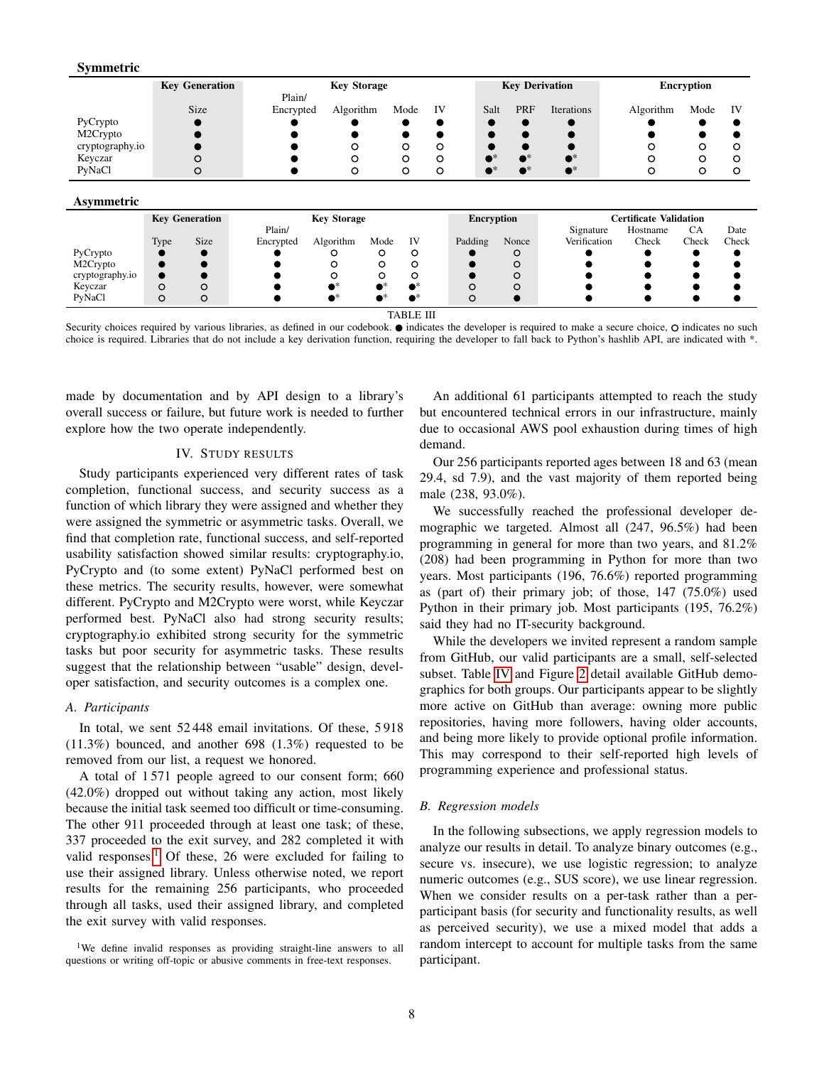**Symmetric**

| | Key Generation | Key Storage | | | | Key Derivation | | | Encryption | | |
|---|---|---|---|---|---|---|---|---|---|---|---|
| | Size | Plain/ Encrypted | Algorithm | Mode | IV | Salt | PRF | Iterations | Algorithm | Mode | IV |
| PyCrypto | ● | ● | ● | ● | ● | ● | ● | ● | ● | ● | ● |
| M2Crypto | ● | ● | ● | ● | ● | ● | ● | ● | ● | ● | ● |
| cryptography.io | ● | ● | ○ | ○ | ○ | ● | ● | ● | ○ | ○ | ○ |
| Keyczar | ○ | ● | ○ | ○ | ○ | ●* | ●* | ●* | ○ | ○ | ○ |
| PyNaCl | ○ | ● | ○ | ○ | ○ | ●* | ●* | ●* | ○ | ○ | ○ |

**Asymmetric**

| | Key Generation | | Key Storage | | | | Encryption | | Certificate Validation | | | |
|---|---|---|---|---|---|---|---|---|---|---|---|---|
| | Type | Size | Plain/ Encrypted | Algorithm | Mode | IV | Padding | Nonce | Signature Verification | Hostname Check | CA Check | Date Check |
| PyCrypto | ● | ● | ● | ○ | ○ | ○ | ● | ○ | ● | ● | ● | ● |
| M2Crypto | ● | ● | ● | ○ | ○ | ○ | ● | ○ | ● | ● | ● | ● |
| cryptography.io | ● | ● | ● | ○ | ○ | ○ | ● | ○ | ● | ● | ● | ● |
| Keyczar | ○ | ○ | ● | ●* | ●* | ●* | ○ | ○ | ● | ● | ● | ● |
| PyNaCl | ○ | ○ | ● | ●* | ●* | ●* | ○ | ● | ● | ● | ● | ● |

TABLE III

Security choices required by various libraries, as defined in our codebook. ● indicates the developer is required to make a secure choice, ○ indicates no such choice is required. Libraries that do not include a key derivation function, requiring the developer to fall back to Python's hashlib API, are indicated with *.

made by documentation and by API design to a library's overall success or failure, but future work is needed to further explore how the two operate independently.

## IV. Study Results

Study participants experienced very different rates of task completion, functional success, and security success as a function of which library they were assigned and whether they were assigned the symmetric or asymmetric tasks. Overall, we find that completion rate, functional success, and self-reported usability satisfaction showed similar results: cryptography.io, PyCrypto and (to some extent) PyNaCl performed best on these metrics. The security results, however, were somewhat different. PyCrypto and M2Crypto were worst, while Keyczar performed best. PyNaCl also had strong security results; cryptography.io exhibited strong security for the symmetric tasks but poor security for asymmetric tasks. These results suggest that the relationship between "usable" design, developer satisfaction, and security outcomes is a complex one.

### *A. Participants*

In total, we sent 52 448 email invitations. Of these, 5 918 (11.3%) bounced, and another 698 (1.3%) requested to be removed from our list, a request we honored.

A total of 1 571 people agreed to our consent form; 660 (42.0%) dropped out without taking any action, most likely because the initial task seemed too difficult or time-consuming. The other 911 proceeded through at least one task; of these, 337 proceeded to the exit survey, and 282 completed it with valid responses.[1] Of these, 26 were excluded for failing to use their assigned library. Unless otherwise noted, we report results for the remaining 256 participants, who proceeded through all tasks, used their assigned library, and completed the exit survey with valid responses.

[1] We define invalid responses as providing straight-line answers to all questions or writing off-topic or abusive comments in free-text responses.

An additional 61 participants attempted to reach the study but encountered technical errors in our infrastructure, mainly due to occasional AWS pool exhaustion during times of high demand.

Our 256 participants reported ages between 18 and 63 (mean 29.4, sd 7.9), and the vast majority of them reported being male (238, 93.0%).

We successfully reached the professional developer demographic we targeted. Almost all (247, 96.5%) had been programming in general for more than two years, and 81.2% (208) had been programming in Python for more than two years. Most participants (196, 76.6%) reported programming as (part of) their primary job; of those, 147 (75.0%) used Python in their primary job. Most participants (195, 76.2%) said they had no IT-security background.

While the developers we invited represent a random sample from GitHub, our valid participants are a small, self-selected subset. Table IV and Figure 2 detail available GitHub demographics for both groups. Our participants appear to be slightly more active on GitHub than average: owning more public repositories, having more followers, having older accounts, and being more likely to provide optional profile information. This may correspond to their self-reported high levels of programming experience and professional status.

### *B. Regression models*

In the following subsections, we apply regression models to analyze our results in detail. To analyze binary outcomes (e.g., secure vs. insecure), we use logistic regression; to analyze numeric outcomes (e.g., SUS score), we use linear regression. When we consider results on a per-task rather than a per-participant basis (for security and functionality results, as well as perceived security), we use a mixed model that adds a random intercept to account for multiple tasks from the same participant.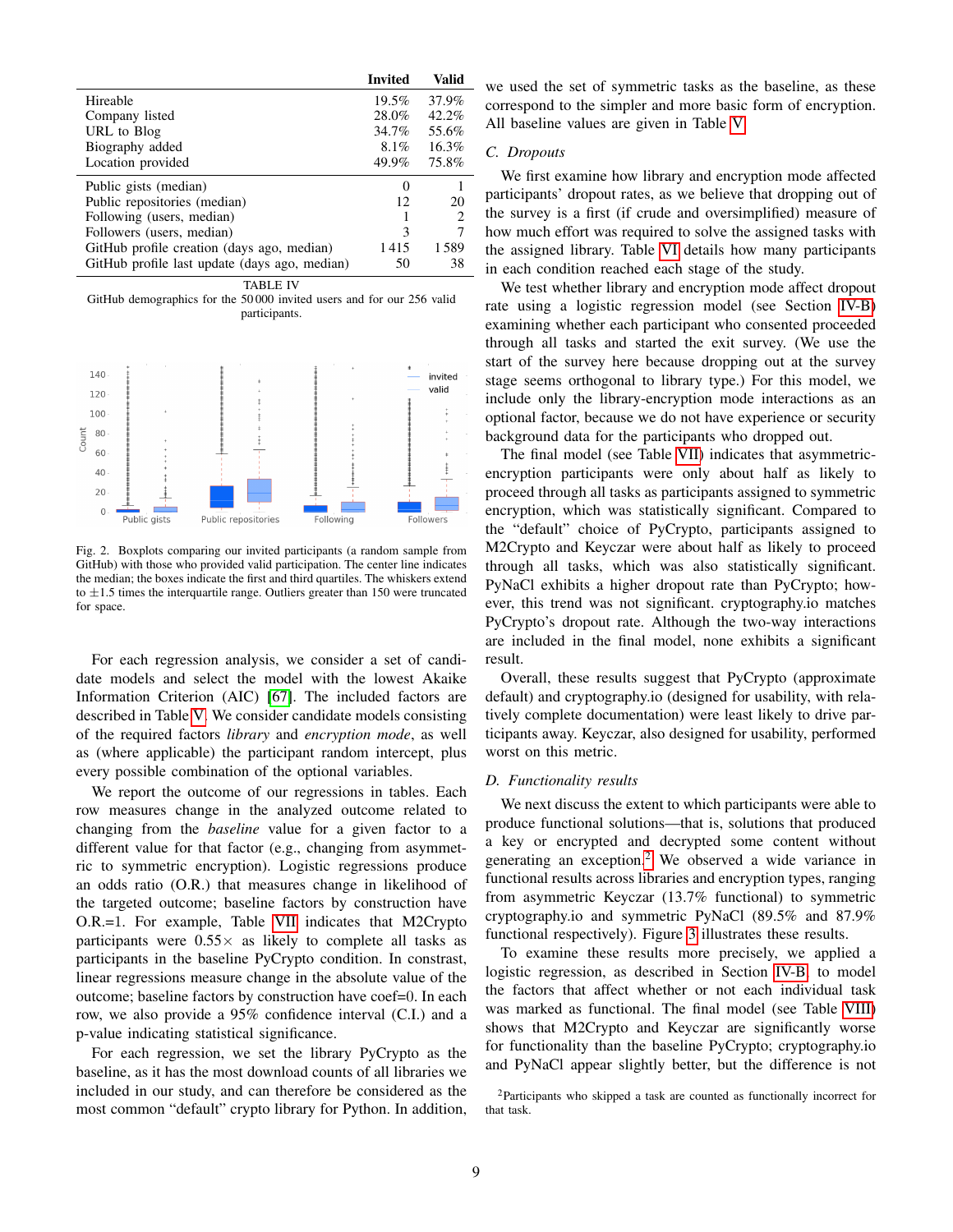|  | Invited | Valid |
|---|---|---|
| Hireable | 19.5% | 37.9% |
| Company listed | 28.0% | 42.2% |
| URL to Blog | 34.7% | 55.6% |
| Biography added | 8.1% | 16.3% |
| Location provided | 49.9% | 75.8% |
| Public gists (median) | 0 | 1 |
| Public repositories (median) | 12 | 20 |
| Following (users, median) | 1 | 2 |
| Followers (users, median) | 3 | 7 |
| GitHub profile creation (days ago, median) | 1 415 | 1 589 |
| GitHub profile last update (days ago, median) | 50 | 38 |

TABLE IV
GitHub demographics for the 50 000 invited users and for our 256 valid participants.

Fig. 2. Boxplots comparing our invited participants (a random sample from GitHub) with those who provided valid participation. The center line indicates the median; the boxes indicate the first and third quartiles. The whiskers extend to ±1.5 times the interquartile range. Outliers greater than 150 were truncated for space.

For each regression analysis, we consider a set of candidate models and select the model with the lowest Akaike Information Criterion (AIC) [67]. The included factors are described in Table V. We consider candidate models consisting of the required factors *library* and *encryption mode*, as well as (where applicable) the participant random intercept, plus every possible combination of the optional variables.

We report the outcome of our regressions in tables. Each row measures change in the analyzed outcome related to changing from the *baseline* value for a given factor to a different value for that factor (e.g., changing from asymmetric to symmetric encryption). Logistic regressions produce an odds ratio (O.R.) that measures change in likelihood of the targeted outcome; baseline factors by construction have O.R.=1. For example, Table VII indicates that M2Crypto participants were 0.55× as likely to complete all tasks as participants in the baseline PyCrypto condition. In constrast, linear regressions measure change in the absolute value of the outcome; baseline factors by construction have coef=0. In each row, we also provide a 95% confidence interval (C.I.) and a p-value indicating statistical significance.

For each regression, we set the library PyCrypto as the baseline, as it has the most download counts of all libraries we included in our study, and can therefore be considered as the most common "default" crypto library for Python. In addition, we used the set of symmetric tasks as the baseline, as these correspond to the simpler and more basic form of encryption. All baseline values are given in Table V.

### C. Dropouts

We first examine how library and encryption mode affected participants' dropout rates, as we believe that dropping out of the survey is a first (if crude and oversimplified) measure of how much effort was required to solve the assigned tasks with the assigned library. Table VI details how many participants in each condition reached each stage of the study.

We test whether library and encryption mode affect dropout rate using a logistic regression model (see Section IV-B) examining whether each participant who consented proceeded through all tasks and started the exit survey. (We use the start of the survey here because dropping out at the survey stage seems orthogonal to library type.) For this model, we include only the library-encryption mode interactions as an optional factor, because we do not have experience or security background data for the participants who dropped out.

The final model (see Table VII) indicates that asymmetric-encryption participants were only about half as likely to proceed through all tasks as participants assigned to symmetric encryption, which was statistically significant. Compared to the "default" choice of PyCrypto, participants assigned to M2Crypto and Keyczar were about half as likely to proceed through all tasks, which was also statistically significant. PyNaCl exhibits a higher dropout rate than PyCrypto; however, this trend was not significant. cryptography.io matches PyCrypto's dropout rate. Although the two-way interactions are included in the final model, none exhibits a significant result.

Overall, these results suggest that PyCrypto (approximate default) and cryptography.io (designed for usability, with relatively complete documentation) were least likely to drive participants away. Keyczar, also designed for usability, performed worst on this metric.

### D. Functionality results

We next discuss the extent to which participants were able to produce functional solutions—that is, solutions that produced a key or encrypted and decrypted some content without generating an exception.[2] We observed a wide variance in functional results across libraries and encryption types, ranging from asymmetric Keyczar (13.7% functional) to symmetric cryptography.io and symmetric PyNaCl (89.5% and 87.9% functional respectively). Figure 3 illustrates these results.

To examine these results more precisely, we applied a logistic regression, as described in Section IV-B, to model the factors that affect whether or not each individual task was marked as functional. The final model (see Table VIII) shows that M2Crypto and Keyczar are significantly worse for functionality than the baseline PyCrypto; cryptography.io and PyNaCl appear slightly better, but the difference is not

[2] Participants who skipped a task are counted as functionally incorrect for that task.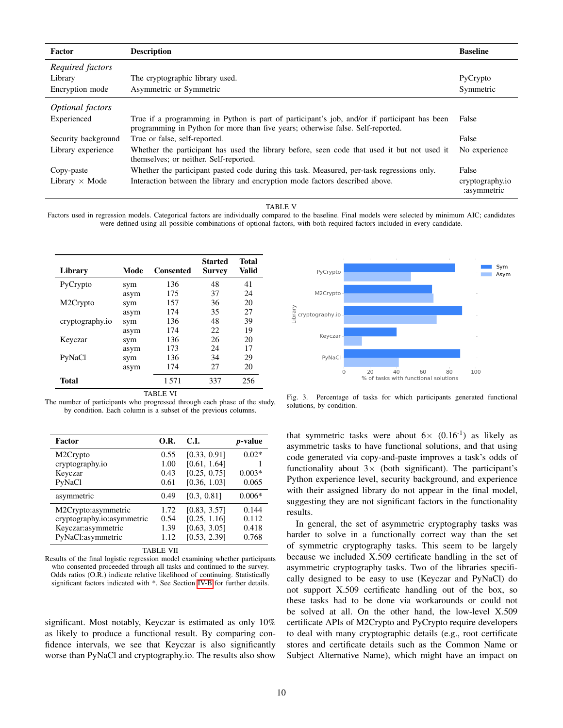| Factor | Description | Baseline |
|---|---|---|
| *Required factors* | | |
| Library | The cryptographic library used. | PyCrypto |
| Encryption mode | Asymmetric or Symmetric | Symmetric |
| *Optional factors* | | |
| Experienced | True if a programming in Python is part of participant's job, and/or if participant has been programming in Python for more than five years; otherwise false. Self-reported. | False |
| Security background | True or false, self-reported. | False |
| Library experience | Whether the participant has used the library before, seen code that used it but not used it themselves; or neither. Self-reported. | No experience |
| Copy-paste | Whether the participant pasted code during this task. Measured, per-task regressions only. | False |
| Library × Mode | Interaction between the library and encryption mode factors described above. | cryptography.io :asymmetric |

TABLE V

Factors used in regression models. Categorical factors are individually compared to the baseline. Final models were selected by minimum AIC; candidates were defined using all possible combinations of optional factors, with both required factors included in every candidate.

| Library | Mode | Consented | Started Survey | Total Valid |
|---|---|---|---|---|
| PyCrypto | sym | 136 | 48 | 41 |
| | asym | 175 | 37 | 24 |
| M2Crypto | sym | 157 | 36 | 20 |
| | asym | 174 | 35 | 27 |
| cryptography.io | sym | 136 | 48 | 39 |
| | asym | 174 | 22 | 19 |
| Keyczar | sym | 136 | 26 | 20 |
| | asym | 173 | 24 | 17 |
| PyNaCl | sym | 136 | 34 | 29 |
| | asym | 174 | 27 | 20 |
| **Total** | | 1 571 | 337 | 256 |

TABLE VI

The number of participants who progressed through each phase of the study, by condition. Each column is a subset of the previous columns.

Fig. 3. Percentage of tasks for which participants generated functional solutions, by condition.

| Factor | O.R. | C.I. | *p*-value |
|---|---|---|---|
| M2Crypto | 0.55 | [0.33, 0.91] | 0.02* |
| cryptography.io | 1.00 | [0.61, 1.64] | 1 |
| Keyczar | 0.43 | [0.25, 0.75] | 0.003* |
| PyNaCl | 0.61 | [0.36, 1.03] | 0.065 |
| asymmetric | 0.49 | [0.3, 0.81] | 0.006* |
| M2Crypto:asymmetric | 1.72 | [0.83, 3.57] | 0.144 |
| cryptography.io:asymmetric | 0.54 | [0.25, 1.16] | 0.112 |
| Keyczar:asymmetric | 1.39 | [0.63, 3.05] | 0.418 |
| PyNaCl:asymmetric | 1.12 | [0.53, 2.39] | 0.768 |

TABLE VII

Results of the final logistic regression model examining whether participants who consented proceeded through all tasks and continued to the survey. Odds ratios (O.R.) indicate relative likelihood of continuing. Statistically significant factors indicated with *. See Section IV-B for further details.

significant. Most notably, Keyczar is estimated as only 10% as likely to produce a functional result. By comparing confidence intervals, we see that Keyczar is also significantly worse than PyNaCl and cryptography.io. The results also show that symmetric tasks were about 6× ($0.16^{-1}$) as likely as asymmetric tasks to have functional solutions, and that using code generated via copy-and-paste improves a task's odds of functionality about 3× (both significant). The participant's Python experience level, security background, and experience with their assigned library do not appear in the final model, suggesting they are not significant factors in the functionality results.

In general, the set of asymmetric cryptography tasks was harder to solve in a functionally correct way than the set of symmetric cryptography tasks. This seem to be largely because we included X.509 certificate handling in the set of asymmetric cryptography tasks. Two of the libraries specifically designed to be easy to use (Keyczar and PyNaCl) do not support X.509 certificate handling out of the box, so these tasks had to be done via workarounds or could not be solved at all. On the other hand, the low-level X.509 certificate APIs of M2Crypto and PyCrypto require developers to deal with many cryptographic details (e.g., root certificate stores and certificate details such as the Common Name or Subject Alternative Name), which might have an impact on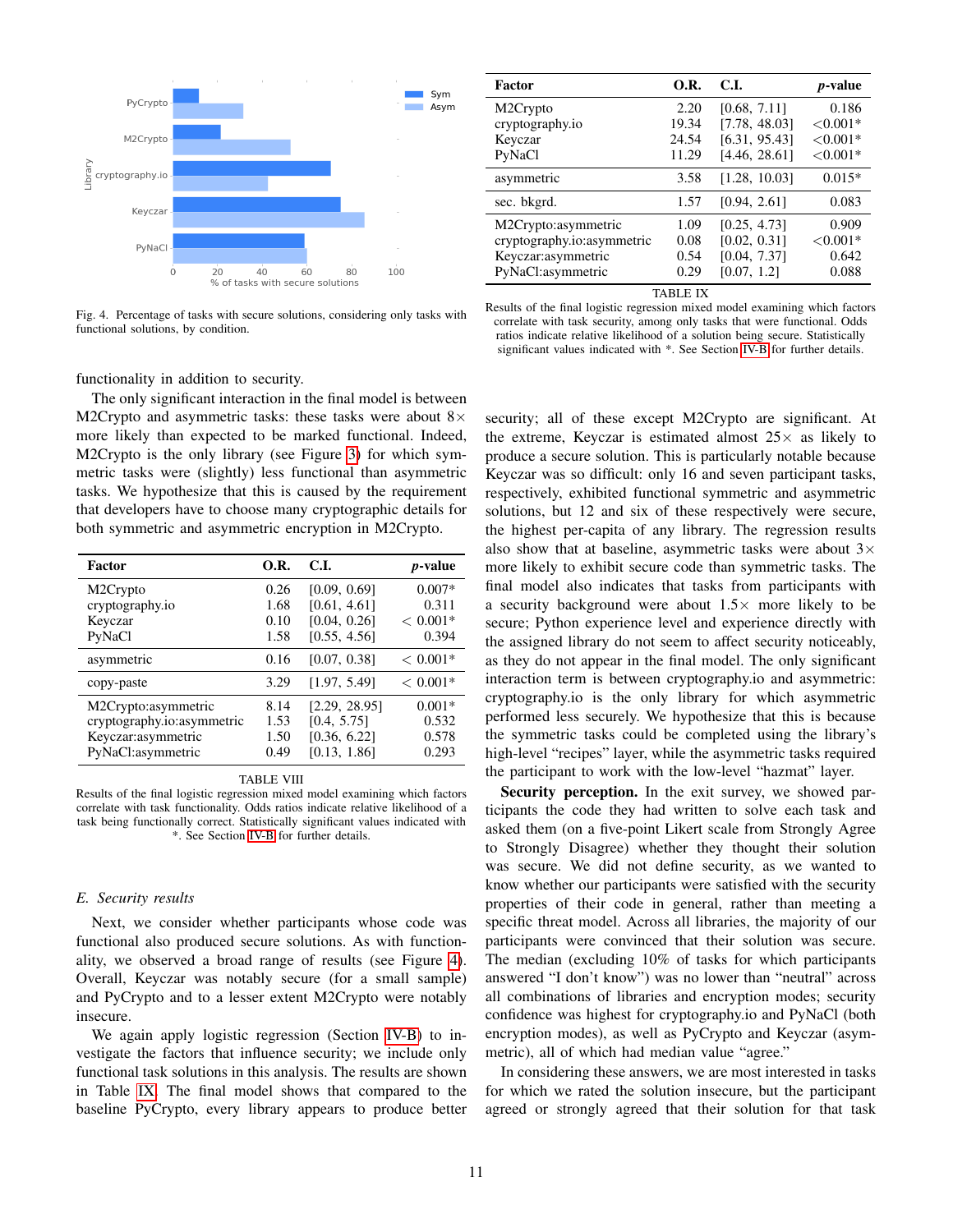Fig. 4. Percentage of tasks with secure solutions, considering only tasks with functional solutions, by condition.

functionality in addition to security.

The only significant interaction in the final model is between M2Crypto and asymmetric tasks: these tasks were about 8× more likely than expected to be marked functional. Indeed, M2Crypto is the only library (see Figure 3) for which symmetric tasks were (slightly) less functional than asymmetric tasks. We hypothesize that this is caused by the requirement that developers have to choose many cryptographic details for both symmetric and asymmetric encryption in M2Crypto.

| Factor | O.R. | C.I. | *p*-value |
|---|---|---|---|
| M2Crypto | 0.26 | [0.09, 0.69] | 0.007* |
| cryptography.io | 1.68 | [0.61, 4.61] | 0.311 |
| Keyczar | 0.10 | [0.04, 0.26] | < 0.001* |
| PyNaCl | 1.58 | [0.55, 4.56] | 0.394 |
| asymmetric | 0.16 | [0.07, 0.38] | < 0.001* |
| copy-paste | 3.29 | [1.97, 5.49] | < 0.001* |
| M2Crypto:asymmetric | 8.14 | [2.29, 28.95] | 0.001* |
| cryptography.io:asymmetric | 1.53 | [0.4, 5.75] | 0.532 |
| Keyczar:asymmetric | 1.50 | [0.36, 6.22] | 0.578 |
| PyNaCl:asymmetric | 0.49 | [0.13, 1.86] | 0.293 |

TABLE VIII
Results of the final logistic regression mixed model examining which factors correlate with task functionality. Odds ratios indicate relative likelihood of a task being functionally correct. Statistically significant values indicated with *. See Section IV-B for further details.

### E. Security results

Next, we consider whether participants whose code was functional also produced secure solutions. As with functionality, we observed a broad range of results (see Figure 4). Overall, Keyczar was notably secure (for a small sample) and PyCrypto and to a lesser extent M2Crypto were notably insecure.

We again apply logistic regression (Section IV-B) to investigate the factors that influence security; we include only functional task solutions in this analysis. The results are shown in Table IX. The final model shows that compared to the baseline PyCrypto, every library appears to produce better security; all of these except M2Crypto are significant. At the extreme, Keyczar is estimated almost 25× as likely to produce a secure solution. This is particularly notable because Keyczar was so difficult: only 16 and seven participant tasks, respectively, exhibited functional symmetric and asymmetric solutions, but 12 and six of these respectively were secure, the highest per-capita of any library. The regression results also show that at baseline, asymmetric tasks were about 3× more likely to exhibit secure code than symmetric tasks. The final model also indicates that tasks from participants with a security background were about 1.5× more likely to be secure; Python experience level and experience directly with the assigned library do not seem to affect security noticeably, as they do not appear in the final model. The only significant interaction term is between cryptography.io and asymmetric: cryptography.io is the only library for which asymmetric performed less securely. We hypothesize that this is because the symmetric tasks could be completed using the library's high-level "recipes" layer, while the asymmetric tasks required the participant to work with the low-level "hazmat" layer.

| Factor | O.R. | C.I. | *p*-value |
|---|---|---|---|
| M2Crypto | 2.20 | [0.68, 7.11] | 0.186 |
| cryptography.io | 19.34 | [7.78, 48.03] | <0.001* |
| Keyczar | 24.54 | [6.31, 95.43] | <0.001* |
| PyNaCl | 11.29 | [4.46, 28.61] | <0.001* |
| asymmetric | 3.58 | [1.28, 10.03] | 0.015* |
| sec. bkgrd. | 1.57 | [0.94, 2.61] | 0.083 |
| M2Crypto:asymmetric | 1.09 | [0.25, 4.73] | 0.909 |
| cryptography.io:asymmetric | 0.08 | [0.02, 0.31] | <0.001* |
| Keyczar:asymmetric | 0.54 | [0.04, 7.37] | 0.642 |
| PyNaCl:asymmetric | 0.29 | [0.07, 1.2] | 0.088 |

TABLE IX
Results of the final logistic regression mixed model examining which factors correlate with task security, among only tasks that were functional. Odds ratios indicate relative likelihood of a solution being secure. Statistically significant values indicated with *. See Section IV-B for further details.

**Security perception.** In the exit survey, we showed participants the code they had written to solve each task and asked them (on a five-point Likert scale from Strongly Agree to Strongly Disagree) whether they thought their solution was secure. We did not define security, as we wanted to know whether our participants were satisfied with the security properties of their code in general, rather than meeting a specific threat model. Across all libraries, the majority of our participants were convinced that their solution was secure. The median (excluding 10% of tasks for which participants answered "I don't know") was no lower than "neutral" across all combinations of libraries and encryption modes; security confidence was highest for cryptography.io and PyNaCl (both encryption modes), as well as PyCrypto and Keyczar (asymmetric), all of which had median value "agree."

In considering these answers, we are most interested in tasks for which we rated the solution insecure, but the participant agreed or strongly agreed that their solution for that task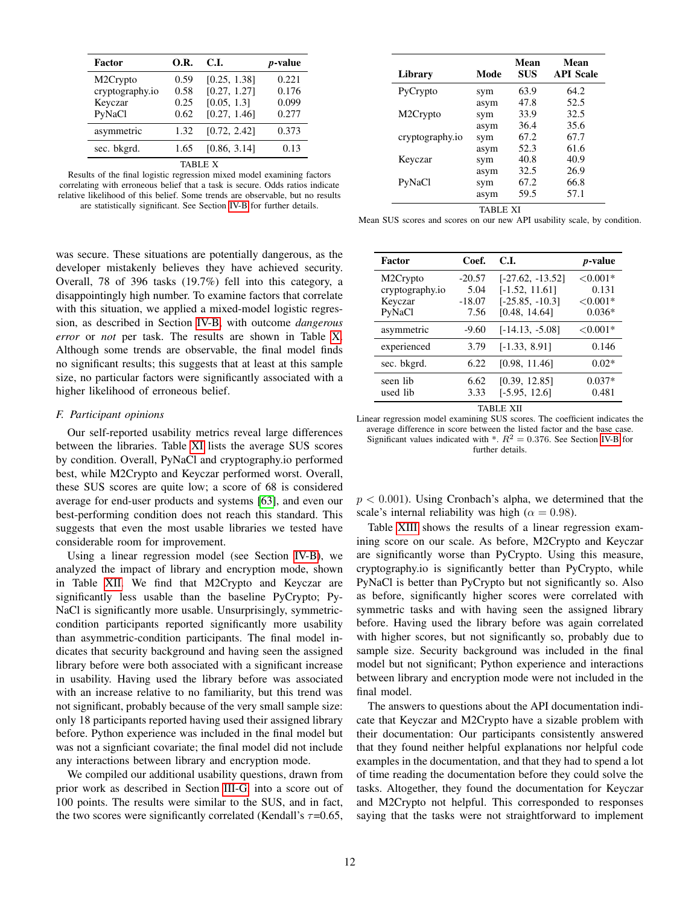| Factor | O.R. | C.I. | *p*-value |
|---|---|---|---|
| M2Crypto | 0.59 | [0.25, 1.38] | 0.221 |
| cryptography.io | 0.58 | [0.27, 1.27] | 0.176 |
| Keyczar | 0.25 | [0.05, 1.3] | 0.099 |
| PyNaCl | 0.62 | [0.27, 1.46] | 0.277 |
| asymmetric | 1.32 | [0.72, 2.42] | 0.373 |
| sec. bkgrd. | 1.65 | [0.86, 3.14] | 0.13 |

TABLE X

Results of the final logistic regression mixed model examining factors correlating with erroneous belief that a task is secure. Odds ratios indicate relative likelihood of this belief. Some trends are observable, but no results are statistically significant. See Section IV-B for further details.

was secure. These situations are potentially dangerous, as the developer mistakenly believes they have achieved security. Overall, 78 of 396 tasks (19.7%) fell into this category, a disappointingly high number. To examine factors that correlate with this situation, we applied a mixed-model logistic regression, as described in Section IV-B, with outcome *dangerous error* or *not* per task. The results are shown in Table X. Although some trends are observable, the final model finds no significant results; this suggests that at least at this sample size, no particular factors were significantly associated with a higher likelihood of erroneous belief.

### F. Participant opinions

Our self-reported usability metrics reveal large differences between the libraries. Table XI lists the average SUS scores by condition. Overall, PyNaCl and cryptography.io performed best, while M2Crypto and Keyczar performed worst. Overall, these SUS scores are quite low; a score of 68 is considered average for end-user products and systems [63], and even our best-performing condition does not reach this standard. This suggests that even the most usable libraries we tested have considerable room for improvement.

Using a linear regression model (see Section IV-B), we analyzed the impact of library and encryption mode, shown in Table XII. We find that M2Crypto and Keyczar are significantly less usable than the baseline PyCrypto; PyNaCl is significantly more usable. Unsurprisingly, symmetric-condition participants reported significantly more usability than asymmetric-condition participants. The final model indicates that security background and having seen the assigned library before were both associated with a significant increase in usability. Having used the library before was associated with an increase relative to no familiarity, but this trend was not significant, probably because of the very small sample size: only 18 participants reported having used their assigned library before. Python experience was included in the final model but was not a signficiant covariate; the final model did not include any interactions between library and encryption mode.

We compiled our additional usability questions, drawn from prior work as described in Section III-G, into a score out of 100 points. The results were similar to the SUS, and in fact, the two scores were significantly correlated (Kendall's $\tau$=0.65, $p < 0.001$). Using Cronbach's alpha, we determined that the scale's internal reliability was high ($\alpha = 0.98$).

| Library | Mode | Mean SUS | Mean API Scale |
|---|---|---|---|
| PyCrypto | sym | 63.9 | 64.2 |
| | asym | 47.8 | 52.5 |
| M2Crypto | sym | 33.9 | 32.5 |
| | asym | 36.4 | 35.6 |
| cryptography.io | sym | 67.2 | 67.7 |
| | asym | 52.3 | 61.6 |
| Keyczar | sym | 40.8 | 40.9 |
| | asym | 32.5 | 26.9 |
| PyNaCl | sym | 67.2 | 66.8 |
| | asym | 59.5 | 57.1 |

TABLE XI

Mean SUS scores and scores on our new API usability scale, by condition.

| Factor | Coef. | C.I. | *p*-value |
|---|---|---|---|
| M2Crypto | -20.57 | [-27.62, -13.52] | <0.001* |
| cryptography.io | 5.04 | [-1.52, 11.61] | 0.131 |
| Keyczar | -18.07 | [-25.85, -10.3] | <0.001* |
| PyNaCl | 7.56 | [0.48, 14.64] | 0.036* |
| asymmetric | -9.60 | [-14.13, -5.08] | <0.001* |
| experienced | 3.79 | [-1.33, 8.91] | 0.146 |
| sec. bkgrd. | 6.22 | [0.98, 11.46] | 0.02* |
| seen lib | 6.62 | [0.39, 12.85] | 0.037* |
| used lib | 3.33 | [-5.95, 12.6] | 0.481 |

TABLE XII

Linear regression model examining SUS scores. The coefficient indicates the average difference in score between the listed factor and the base case. Significant values indicated with *. $R^2 = 0.376$. See Section IV-B for further details.

Table XIII shows the results of a linear regression examining score on our scale. As before, M2Crypto and Keyczar are significantly worse than PyCrypto. Using this measure, cryptography.io is significantly better than PyCrypto, while PyNaCl is better than PyCrypto but not significantly so. Also as before, significantly higher scores were correlated with symmetric tasks and with having seen the assigned library before. Having used the library before was again correlated with higher scores, but not significantly so, probably due to sample size. Security background was included in the final model but not significant; Python experience and interactions between library and encryption mode were not included in the final model.

The answers to questions about the API documentation indicate that Keyczar and M2Crypto have a sizable problem with their documentation: Our participants consistently answered that they found neither helpful explanations nor helpful code examples in the documentation, and that they had to spend a lot of time reading the documentation before they could solve the tasks. Altogether, they found the documentation for Keyczar and M2Crypto not helpful. This corresponded to responses saying that the tasks were not straightforward to implement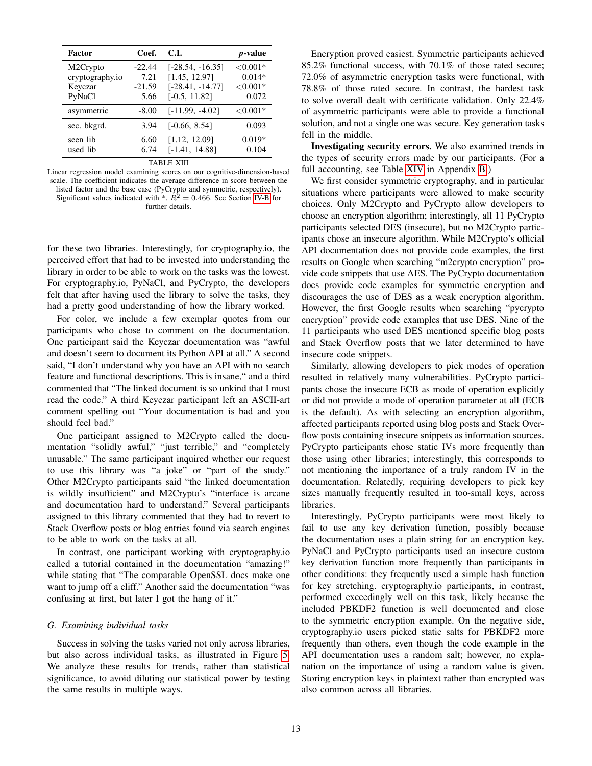| Factor | Coef. | C.I. | $p$-value |
|---|---|---|---|
| M2Crypto | -22.44 | [-28.54, -16.35] | <0.001* |
| cryptography.io | 7.21 | [1.45, 12.97] | 0.014* |
| Keyczar | -21.59 | [-28.41, -14.77] | <0.001* |
| PyNaCl | 5.66 | [-0.5, 11.82] | 0.072 |
| asymmetric | -8.00 | [-11.99, -4.02] | <0.001* |
| sec. bkgrd. | 3.94 | [-0.66, 8.54] | 0.093 |
| seen lib | 6.60 | [1.12, 12.09] | 0.019* |
| used lib | 6.74 | [-1.41, 14.88] | 0.104 |

TABLE XIII

Linear regression model examining scores on our cognitive-dimension-based scale. The coefficient indicates the average difference in score between the listed factor and the base case (PyCrypto and symmetric, respectively). Significant values indicated with *. $R^2 = 0.466$. See Section IV-B for further details.

for these two libraries. Interestingly, for cryptography.io, the perceived effort that had to be invested into understanding the library in order to be able to work on the tasks was the lowest. For cryptography.io, PyNaCl, and PyCrypto, the developers felt that after having used the library to solve the tasks, they had a pretty good understanding of how the library worked.

For color, we include a few exemplar quotes from our participants who chose to comment on the documentation. One participant said the Keyczar documentation was "awful and doesn't seem to document its Python API at all." A second said, "I don't understand why you have an API with no search feature and functional descriptions. This is insane," and a third commented that "The linked document is so unkind that I must read the code." A third Keyczar participant left an ASCII-art comment spelling out "Your documentation is bad and you should feel bad."

One participant assigned to M2Crypto called the documentation "solidly awful," "just terrible," and "completely unusable." The same participant inquired whether our request to use this library was "a joke" or "part of the study." Other M2Crypto participants said "the linked documentation is wildly insufficient" and M2Crypto's "interface is arcane and documentation hard to understand." Several participants assigned to this library commented that they had to revert to Stack Overflow posts or blog entries found via search engines to be able to work on the tasks at all.

In contrast, one participant working with cryptography.io called a tutorial contained in the documentation "amazing!" while stating that "The comparable OpenSSL docs make one want to jump off a cliff." Another said the documentation "was confusing at first, but later I got the hang of it."

### G. Examining individual tasks

Success in solving the tasks varied not only across libraries, but also across individual tasks, as illustrated in Figure 5. We analyze these results for trends, rather than statistical significance, to avoid diluting our statistical power by testing the same results in multiple ways.

Encryption proved easiest. Symmetric participants achieved 85.2% functional success, with 70.1% of those rated secure; 72.0% of asymmetric encryption tasks were functional, with 78.8% of those rated secure. In contrast, the hardest task to solve overall dealt with certificate validation. Only 22.4% of asymmetric participants were able to provide a functional solution, and not a single one was secure. Key generation tasks fell in the middle.

**Investigating security errors.** We also examined trends in the types of security errors made by our participants. (For a full accounting, see Table XIV in Appendix B.)

We first consider symmetric cryptography, and in particular situations where participants were allowed to make security choices. Only M2Crypto and PyCrypto allow developers to choose an encryption algorithm; interestingly, all 11 PyCrypto participants selected DES (insecure), but no M2Crypto participants chose an insecure algorithm. While M2Crypto's official API documentation does not provide code examples, the first results on Google when searching "m2crypto encryption" provide code snippets that use AES. The PyCrypto documentation does provide code examples for symmetric encryption and discourages the use of DES as a weak encryption algorithm. However, the first Google results when searching "pycrypto encryption" provide code examples that use DES. Nine of the 11 participants who used DES mentioned specific blog posts and Stack Overflow posts that we later determined to have insecure code snippets.

Similarly, allowing developers to pick modes of operation resulted in relatively many vulnerabilities. PyCrypto participants chose the insecure ECB as mode of operation explicitly or did not provide a mode of operation parameter at all (ECB is the default). As with selecting an encryption algorithm, affected participants reported using blog posts and Stack Overflow posts containing insecure snippets as information sources. PyCrypto participants chose static IVs more frequently than those using other libraries; interestingly, this corresponds to not mentioning the importance of a truly random IV in the documentation. Relatedly, requiring developers to pick key sizes manually frequently resulted in too-small keys, across libraries.

Interestingly, PyCrypto participants were most likely to fail to use any key derivation function, possibly because the documentation uses a plain string for an encryption key. PyNaCl and PyCrypto participants used an insecure custom key derivation function more frequently than participants in other conditions: they frequently used a simple hash function for key stretching. cryptography.io participants, in contrast, performed exceedingly well on this task, likely because the included PBKDF2 function is well documented and close to the symmetric encryption example. On the negative side, cryptography.io users picked static salts for PBKDF2 more frequently than others, even though the code example in the API documentation uses a random salt; however, no explanation on the importance of using a random value is given. Storing encryption keys in plaintext rather than encrypted was also common across all libraries.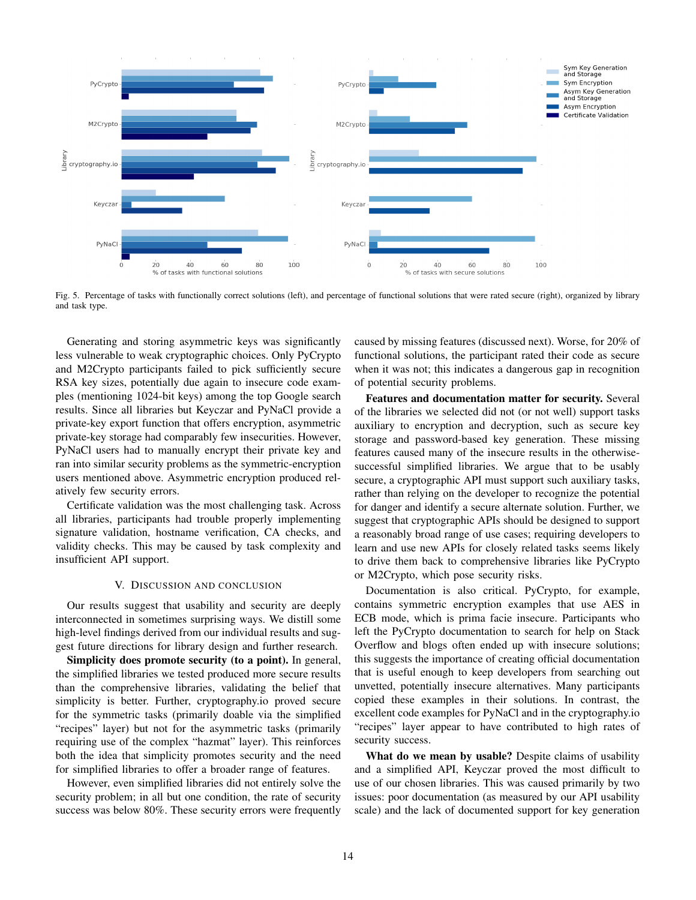Fig. 5. Percentage of tasks with functionally correct solutions (left), and percentage of functional solutions that were rated secure (right), organized by library and task type.

Generating and storing asymmetric keys was significantly less vulnerable to weak cryptographic choices. Only PyCrypto and M2Crypto participants failed to pick sufficiently secure RSA key sizes, potentially due again to insecure code examples (mentioning 1024-bit keys) among the top Google search results. Since all libraries but Keyczar and PyNaCl provide a private-key export function that offers encryption, asymmetric private-key storage had comparably few insecurities. However, PyNaCl users had to manually encrypt their private key and ran into similar security problems as the symmetric-encryption users mentioned above. Asymmetric encryption produced relatively few security errors.

Certificate validation was the most challenging task. Across all libraries, participants had trouble properly implementing signature validation, hostname verification, CA checks, and validity checks. This may be caused by task complexity and insufficient API support.

## V. Discussion and Conclusion

Our results suggest that usability and security are deeply interconnected in sometimes surprising ways. We distill some high-level findings derived from our individual results and suggest future directions for library design and further research.

**Simplicity does promote security (to a point).** In general, the simplified libraries we tested produced more secure results than the comprehensive libraries, validating the belief that simplicity is better. Further, cryptography.io proved secure for the symmetric tasks (primarily doable via the simplified "recipes" layer) but not for the asymmetric tasks (primarily requiring use of the complex "hazmat" layer). This reinforces both the idea that simplicity promotes security and the need for simplified libraries to offer a broader range of features.

However, even simplified libraries did not entirely solve the security problem; in all but one condition, the rate of security success was below 80%. These security errors were frequently caused by missing features (discussed next). Worse, for 20% of functional solutions, the participant rated their code as secure when it was not; this indicates a dangerous gap in recognition of potential security problems.

**Features and documentation matter for security.** Several of the libraries we selected did not (or not well) support tasks auxiliary to encryption and decryption, such as secure key storage and password-based key generation. These missing features caused many of the insecure results in the otherwise-successful simplified libraries. We argue that to be usably secure, a cryptographic API must support such auxiliary tasks, rather than relying on the developer to recognize the potential for danger and identify a secure alternate solution. Further, we suggest that cryptographic APIs should be designed to support a reasonably broad range of use cases; requiring developers to learn and use new APIs for closely related tasks seems likely to drive them back to comprehensive libraries like PyCrypto or M2Crypto, which pose security risks.

Documentation is also critical. PyCrypto, for example, contains symmetric encryption examples that use AES in ECB mode, which is prima facie insecure. Participants who left the PyCrypto documentation to search for help on Stack Overflow and blogs often ended up with insecure solutions; this suggests the importance of creating official documentation that is useful enough to keep developers from searching out unvetted, potentially insecure alternatives. Many participants copied these examples in their solutions. In contrast, the excellent code examples for PyNaCl and in the cryptography.io "recipes" layer appear to have contributed to high rates of security success.

**What do we mean by usable?** Despite claims of usability and a simplified API, Keyczar proved the most difficult to use of our chosen libraries. This was caused primarily by two issues: poor documentation (as measured by our API usability scale) and the lack of documented support for key generation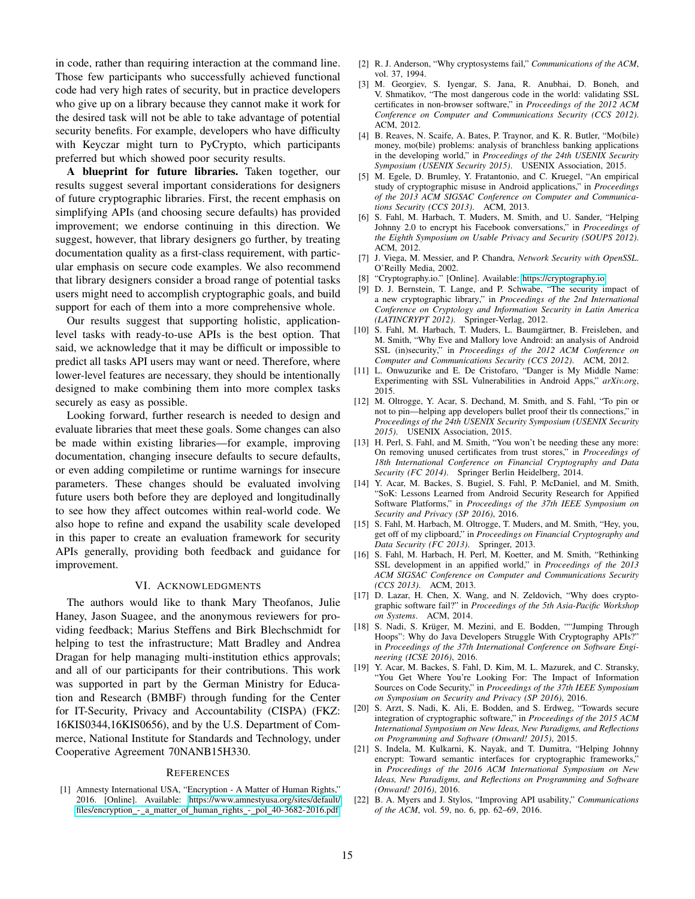in code, rather than requiring interaction at the command line. Those few participants who successfully achieved functional code had very high rates of security, but in practice developers who give up on a library because they cannot make it work for the desired task will not be able to take advantage of potential security benefits. For example, developers who have difficulty with Keyczar might turn to PyCrypto, which participants preferred but which showed poor security results.

**A blueprint for future libraries.** Taken together, our results suggest several important considerations for designers of future cryptographic libraries. First, the recent emphasis on simplifying APIs (and choosing secure defaults) has provided improvement; we endorse continuing in this direction. We suggest, however, that library designers go further, by treating documentation quality as a first-class requirement, with particular emphasis on secure code examples. We also recommend that library designers consider a broad range of potential tasks users might need to accomplish cryptographic goals, and build support for each of them into a more comprehensive whole.

Our results suggest that supporting holistic, application-level tasks with ready-to-use APIs is the best option. That said, we acknowledge that it may be difficult or impossible to predict all tasks API users may want or need. Therefore, where lower-level features are necessary, they should be intentionally designed to make combining them into more complex tasks securely as easy as possible.

Looking forward, further research is needed to design and evaluate libraries that meet these goals. Some changes can also be made within existing libraries—for example, improving documentation, changing insecure defaults to secure defaults, or even adding compiletime or runtime warnings for insecure parameters. These changes should be evaluated involving future users both before they are deployed and longitudinally to see how they affect outcomes within real-world code. We also hope to refine and expand the usability scale developed in this paper to create an evaluation framework for security APIs generally, providing both feedback and guidance for improvement.

## VI. Acknowledgments

The authors would like to thank Mary Theofanos, Julie Haney, Jason Suagee, and the anonymous reviewers for providing feedback; Marius Steffens and Birk Blechschmidt for helping to test the infrastructure; Matt Bradley and Andrea Dragan for help managing multi-institution ethics approvals; and all of our participants for their contributions. This work was supported in part by the German Ministry for Education and Research (BMBF) through funding for the Center for IT-Security, Privacy and Accountability (CISPA) (FKZ: 16KIS0344,16KIS0656), and by the U.S. Department of Commerce, National Institute for Standards and Technology, under Cooperative Agreement 70NANB15H330.

## References

[1] Amnesty International USA, "Encryption - A Matter of Human Rights," 2016. [Online]. Available: https://www.amnestyusa.org/sites/default/files/encryption_-_a_matter_of_human_rights_-_pol_40-3682-2016.pdf

[2] R. J. Anderson, "Why cryptosystems fail," *Communications of the ACM*, vol. 37, 1994.

[3] M. Georgiev, S. Iyengar, S. Jana, R. Anubhai, D. Boneh, and V. Shmatikov, "The most dangerous code in the world: validating SSL certificates in non-browser software," in *Proceedings of the 2012 ACM Conference on Computer and Communications Security (CCS 2012)*. ACM, 2012.

[4] B. Reaves, N. Scaife, A. Bates, P. Traynor, and K. R. Butler, "Mo(bile) money, mo(bile) problems: analysis of branchless banking applications in the developing world," in *Proceedings of the 24th USENIX Security Symposium (USENIX Security 2015)*. USENIX Association, 2015.

[5] M. Egele, D. Brumley, Y. Fratantonio, and C. Kruegel, "An empirical study of cryptographic misuse in Android applications," in *Proceedings of the 2013 ACM SIGSAC Conference on Computer and Communications Security (CCS 2013)*. ACM, 2013.

[6] S. Fahl, M. Harbach, T. Muders, M. Smith, and U. Sander, "Helping Johnny 2.0 to encrypt his Facebook conversations," in *Proceedings of the Eighth Symposium on Usable Privacy and Security (SOUPS 2012)*. ACM, 2012.

[7] J. Viega, M. Messier, and P. Chandra, *Network Security with OpenSSL*. O'Reilly Media, 2002.

[8] "Cryptography.io." [Online]. Available: https://cryptography.io

[9] D. J. Bernstein, T. Lange, and P. Schwabe, "The security impact of a new cryptographic library," in *Proceedings of the 2nd International Conference on Cryptology and Information Security in Latin America (LATINCRYPT 2012)*. Springer-Verlag, 2012.

[10] S. Fahl, M. Harbach, T. Muders, L. Baumgärtner, B. Freisleben, and M. Smith, "Why Eve and Mallory love Android: an analysis of Android SSL (in)security," in *Proceedings of the 2012 ACM Conference on Computer and Communications Security (CCS 2012)*. ACM, 2012.

[11] L. Onwuzurike and E. De Cristofaro, "Danger is My Middle Name: Experimenting with SSL Vulnerabilities in Android Apps," *arXiv.org*, 2015.

[12] M. Oltrogge, Y. Acar, S. Dechand, M. Smith, and S. Fahl, "To pin or not to pin—helping app developers bullet proof their tls connections," in *Proceedings of the 24th USENIX Security Symposium (USENIX Security 2015)*. USENIX Association, 2015.

[13] H. Perl, S. Fahl, and M. Smith, "You won't be needing these any more: On removing unused certificates from trust stores," in *Proceedings of 18th International Conference on Financial Cryptography and Data Security (FC 2014)*. Springer Berlin Heidelberg, 2014.

[14] Y. Acar, M. Backes, S. Bugiel, S. Fahl, P. McDaniel, and M. Smith, "SoK: Lessons Learned from Android Security Research for Appified Software Platforms," in *Proceedings of the 37th IEEE Symposium on Security and Privacy (SP 2016)*, 2016.

[15] S. Fahl, M. Harbach, M. Oltrogge, T. Muders, and M. Smith, "Hey, you, get off of my clipboard," in *Proceedings on Financial Cryptography and Data Security (FC 2013)*. Springer, 2013.

[16] S. Fahl, M. Harbach, H. Perl, M. Koetter, and M. Smith, "Rethinking SSL development in an appified world," in *Proceedings of the 2013 ACM SIGSAC Conference on Computer and Communications Security (CCS 2013)*. ACM, 2013.

[17] D. Lazar, H. Chen, X. Wang, and N. Zeldovich, "Why does cryptographic software fail?" in *Proceedings of the 5th Asia-Pacific Workshop on Systems*. ACM, 2014.

[18] S. Nadi, S. Krüger, M. Mezini, and E. Bodden, ""Jumping Through Hoops": Why do Java Developers Struggle With Cryptography APIs?" in *Proceedings of the 37th International Conference on Software Engineering (ICSE 2016)*, 2016.

[19] Y. Acar, M. Backes, S. Fahl, D. Kim, M. L. Mazurek, and C. Stransky, "You Get Where You're Looking For: The Impact of Information Sources on Code Security," in *Proceedings of the 37th IEEE Symposium on Symposium on Security and Privacy (SP 2016)*, 2016.

[20] S. Arzt, S. Nadi, K. Ali, E. Bodden, and S. Erdweg, "Towards secure integration of cryptographic software," in *Proceedings of the 2015 ACM International Symposium on New Ideas, New Paradigms, and Reflections on Programming and Software (Onward! 2015)*, 2015.

[21] S. Indela, M. Kulkarni, K. Nayak, and T. Dumitra, "Helping Johnny encrypt: Toward semantic interfaces for cryptographic frameworks," in *Proceedings of the 2016 ACM International Symposium on New Ideas, New Paradigms, and Reflections on Programming and Software (Onward! 2016)*, 2016.

[22] B. A. Myers and J. Stylos, "Improving API usability," *Communications of the ACM*, vol. 59, no. 6, pp. 62–69, 2016.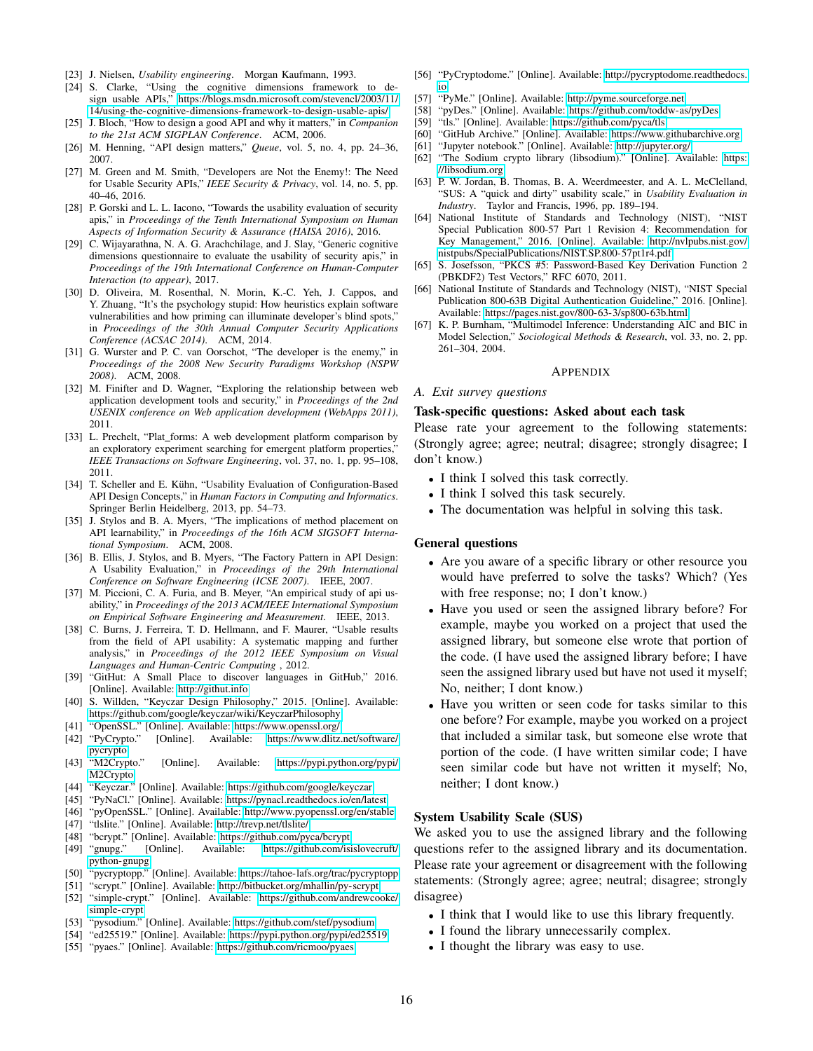[23] J. Nielsen, *Usability engineering*. Morgan Kaufmann, 1993.

[24] S. Clarke, "Using the cognitive dimensions framework to design usable APIs," https://blogs.msdn.microsoft.com/stevencl/2003/11/14/using-the-cognitive-dimensions-framework-to-design-usable-apis/.

[25] J. Bloch, "How to design a good API and why it matters," in *Companion to the 21st ACM SIGPLAN Conference*. ACM, 2006.

[26] M. Henning, "API design matters," *Queue*, vol. 5, no. 4, pp. 24–36, 2007.

[27] M. Green and M. Smith, "Developers are Not the Enemy!: The Need for Usable Security APIs," *IEEE Security & Privacy*, vol. 14, no. 5, pp. 40–46, 2016.

[28] P. Gorski and L. L. Iacono, "Towards the usability evaluation of security apis," in *Proceedings of the Tenth International Symposium on Human Aspects of Information Security & Assurance (HAISA 2016)*, 2016.

[29] C. Wijayarathna, N. A. G. Arachchilage, and J. Slay, "Generic cognitive dimensions questionnaire to evaluate the usability of security apis," in *Proceedings of the 19th International Conference on Human-Computer Interaction (to appear)*, 2017.

[30] D. Oliveira, M. Rosenthal, N. Morin, K.-C. Yeh, J. Cappos, and Y. Zhuang, "It's the psychology stupid: How heuristics explain software vulnerabilities and how priming can illuminate developer's blind spots," in *Proceedings of the 30th Annual Computer Security Applications Conference (ACSAC 2014)*. ACM, 2014.

[31] G. Wurster and P. C. van Oorschot, "The developer is the enemy," in *Proceedings of the 2008 New Security Paradigms Workshop (NSPW 2008)*. ACM, 2008.

[32] M. Finifter and D. Wagner, "Exploring the relationship between web application development tools and security," in *Proceedings of the 2nd USENIX conference on Web application development (WebApps 2011)*, 2011.

[33] L. Prechelt, "Plat_forms: A web development platform comparison by an exploratory experiment searching for emergent platform properties," *IEEE Transactions on Software Engineering*, vol. 37, no. 1, pp. 95–108, 2011.

[34] T. Scheller and E. Kühn, "Usability Evaluation of Configuration-Based API Design Concepts," in *Human Factors in Computing and Informatics*. Springer Berlin Heidelberg, 2013, pp. 54–73.

[35] J. Stylos and B. A. Myers, "The implications of method placement on API learnability," in *Proceedings of the 16th ACM SIGSOFT International Symposium*. ACM, 2008.

[36] B. Ellis, J. Stylos, and B. Myers, "The Factory Pattern in API Design: A Usability Evaluation," in *Proceedings of the 29th International Conference on Software Engineering (ICSE 2007)*. IEEE, 2007.

[37] M. Piccioni, C. A. Furia, and B. Meyer, "An empirical study of api usability," in *Proceedings of the 2013 ACM/IEEE International Symposium on Empirical Software Engineering and Measurement*. IEEE, 2013.

[38] C. Burns, J. Ferreira, T. D. Hellmann, and F. Maurer, "Usable results from the field of API usability: A systematic mapping and further analysis," in *Proceedings of the 2012 IEEE Symposium on Visual Languages and Human-Centric Computing* , 2012.

[39] "GitHut: A Small Place to discover languages in GitHub," 2016. [Online]. Available: http://githut.info

[40] S. Willden, "Keyczar Design Philosophy," 2015. [Online]. Available: https://github.com/google/keyczar/wiki/KeyczarPhilosophy

[41] "OpenSSL." [Online]. Available: https://www.openssl.org/

[42] "PyCrypto." [Online]. Available: https://www.dlitz.net/software/pycrypto

[43] "M2Crypto." [Online]. Available: https://pypi.python.org/pypi/M2Crypto

[44] "Keyczar." [Online]. Available: https://github.com/google/keyczar

[45] "PyNaCl." [Online]. Available: https://pynacl.readthedocs.io/en/latest

[46] "pyOpenSSL." [Online]. Available: http://www.pyopenssl.org/en/stable

[47] "tlslite." [Online]. Available: http://trevp.net/tlslite/

[48] "bcrypt." [Online]. Available: https://github.com/pyca/bcrypt

[49] "gnupg." [Online]. Available: https://github.com/isislovecruft/python-gnupg

[50] "pycryptopp." [Online]. Available: https://tahoe-lafs.org/trac/pycryptopp

[51] "scrypt." [Online]. Available: http://bitbucket.org/mhallin/py-scrypt

[52] "simple-crypt." [Online]. Available: https://github.com/andrewcooke/simple-crypt

[53] "pysodium." [Online]. Available: https://github.com/stef/pysodium

[54] "ed25519." [Online]. Available: https://pypi.python.org/pypi/ed25519

[55] "pyaes." [Online]. Available: https://github.com/ricmoo/pyaes

[56] "PyCryptodome." [Online]. Available: http://pycryptodome.readthedocs.io

[57] "PyMe." [Online]. Available: http://pyme.sourceforge.net

[58] "pyDes." [Online]. Available: https://github.com/toddw-as/pyDes

[59] "tls." [Online]. Available: https://github.com/pyca/tls

[60] "GitHub Archive." [Online]. Available: https://www.githubarchive.org

[61] "Jupyter notebook." [Online]. Available: http://jupyter.org/

[62] "The Sodium crypto library (libsodium)." [Online]. Available: https://libsodium.org

[63] P. W. Jordan, B. Thomas, B. A. Weerdmeester, and A. L. McClelland, "SUS: A "quick and dirty" usability scale," in *Usability Evaluation in Industry*. Taylor and Francis, 1996, pp. 189–194.

[64] National Institute of Standards and Technology (NIST), "NIST Special Publication 800-57 Part 1 Revision 4: Recommendation for Key Management," 2016. [Online]. Available: http://nvlpubs.nist.gov/nistpubs/SpecialPublications/NIST.SP.800-57pt1r4.pdf

[65] S. Josefsson, "PKCS #5: Password-Based Key Derivation Function 2 (PBKDF2) Test Vectors," RFC 6070, 2011.

[66] National Institute of Standards and Technology (NIST), "NIST Special Publication 800-63B Digital Authentication Guideline," 2016. [Online]. Available: https://pages.nist.gov/800-63-3/sp800-63b.html

[67] K. P. Burnham, "Multimodel Inference: Understanding AIC and BIC in Model Selection," *Sociological Methods & Research*, vol. 33, no. 2, pp. 261–304, 2004.

# Appendix

## A. *Exit survey questions*

**Task-specific questions: Asked about each task**

Please rate your agreement to the following statements: (Strongly agree; agree; neutral; disagree; strongly disagree; I don't know.)

- I think I solved this task correctly.
- I think I solved this task securely.
- The documentation was helpful in solving this task.

**General questions**

- Are you aware of a specific library or other resource you would have preferred to solve the tasks? Which? (Yes with free response; no; I don't know.)
- Have you used or seen the assigned library before? For example, maybe you worked on a project that used the assigned library, but someone else wrote that portion of the code. (I have used the assigned library before; I have seen the assigned library used but have not used it myself; No, neither; I dont know.)
- Have you written or seen code for tasks similar to this one before? For example, maybe you worked on a project that included a similar task, but someone else wrote that portion of the code. (I have written similar code; I have seen similar code but have not written it myself; No, neither; I dont know.)

**System Usability Scale (SUS)**

We asked you to use the assigned library and the following questions refer to the assigned library and its documentation. Please rate your agreement or disagreement with the following statements: (Strongly agree; agree; neutral; disagree; strongly disagree)

- I think that I would like to use this library frequently.
- I found the library unnecessarily complex.
- I thought the library was easy to use.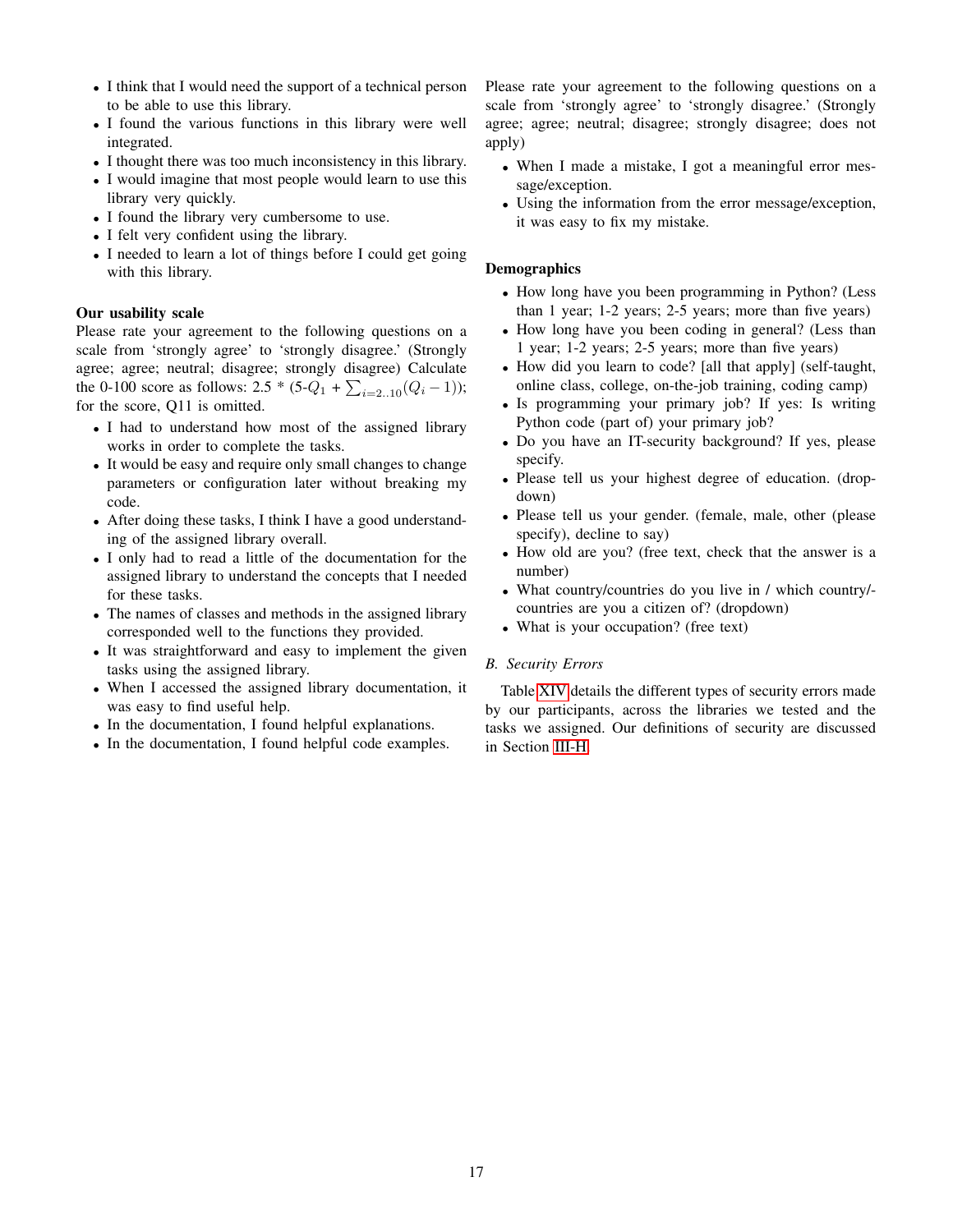- I think that I would need the support of a technical person to be able to use this library.
- I found the various functions in this library were well integrated.
- I thought there was too much inconsistency in this library.
- I would imagine that most people would learn to use this library very quickly.
- I found the library very cumbersome to use.
- I felt very confident using the library.
- I needed to learn a lot of things before I could get going with this library.

**Our usability scale**

Please rate your agreement to the following questions on a scale from 'strongly agree' to 'strongly disagree.' (Strongly agree; agree; neutral; disagree; strongly disagree) Calculate the 0-100 score as follows: 2.5 * (5-$Q_1$ + $\sum_{i=2..10}(Q_i - 1)$); for the score, Q11 is omitted.

- I had to understand how most of the assigned library works in order to complete the tasks.
- It would be easy and require only small changes to change parameters or configuration later without breaking my code.
- After doing these tasks, I think I have a good understanding of the assigned library overall.
- I only had to read a little of the documentation for the assigned library to understand the concepts that I needed for these tasks.
- The names of classes and methods in the assigned library corresponded well to the functions they provided.
- It was straightforward and easy to implement the given tasks using the assigned library.
- When I accessed the assigned library documentation, it was easy to find useful help.
- In the documentation, I found helpful explanations.
- In the documentation, I found helpful code examples.

Please rate your agreement to the following questions on a scale from 'strongly agree' to 'strongly disagree.' (Strongly agree; agree; neutral; disagree; strongly disagree; does not apply)

- When I made a mistake, I got a meaningful error message/exception.
- Using the information from the error message/exception, it was easy to fix my mistake.

**Demographics**

- How long have you been programming in Python? (Less than 1 year; 1-2 years; 2-5 years; more than five years)
- How long have you been coding in general? (Less than 1 year; 1-2 years; 2-5 years; more than five years)
- How did you learn to code? [all that apply] (self-taught, online class, college, on-the-job training, coding camp)
- Is programming your primary job? If yes: Is writing Python code (part of) your primary job?
- Do you have an IT-security background? If yes, please specify.
- Please tell us your highest degree of education. (dropdown)
- Please tell us your gender. (female, male, other (please specify), decline to say)
- How old are you? (free text, check that the answer is a number)
- What country/countries do you live in / which country/countries are you a citizen of? (dropdown)
- What is your occupation? (free text)

### B. Security Errors

Table XIV details the different types of security errors made by our participants, across the libraries we tested and the tasks we assigned. Our definitions of security are discussed in Section III-H.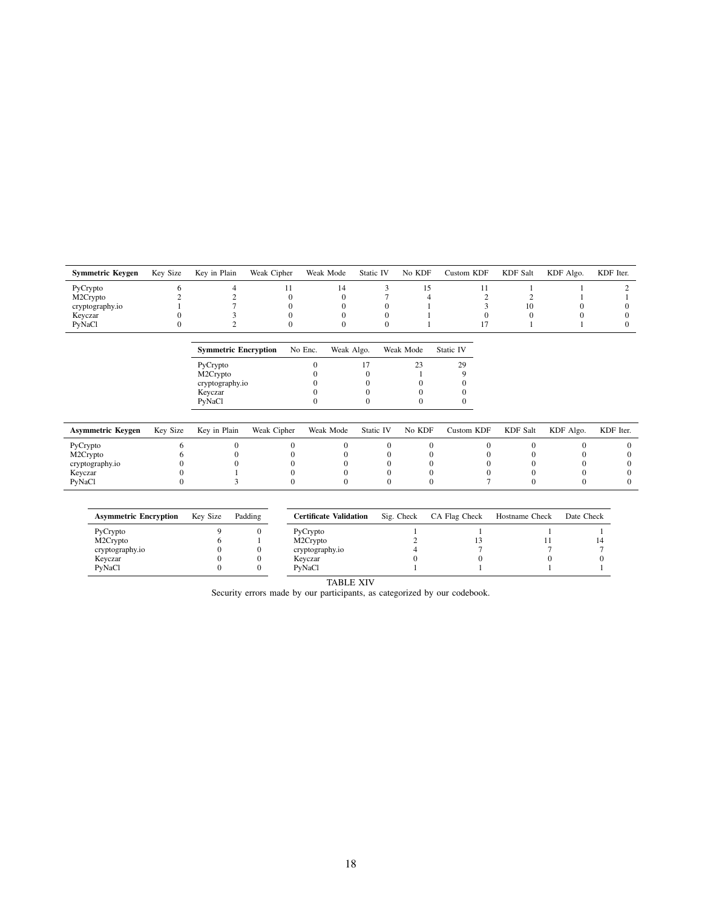| **Symmetric Keygen** | Key Size | Key in Plain | Weak Cipher | Weak Mode | Static IV | No KDF | Custom KDF | KDF Salt | KDF Algo. | KDF Iter. |
|---|---|---|---|---|---|---|---|---|---|---|
| PyCrypto | 6 | 4 | 11 | 14 | 3 | 15 | 11 | 1 | 1 | 2 |
| M2Crypto | 2 | 2 | 0 | 0 | 7 | 4 | 2 | 2 | 1 | 1 |
| cryptography.io | 1 | 7 | 0 | 0 | 0 | 1 | 3 | 10 | 0 | 0 |
| Keyczar | 0 | 3 | 0 | 0 | 0 | 1 | 0 | 0 | 0 | 0 |
| PyNaCl | 0 | 2 | 0 | 0 | 0 | 1 | 17 | 1 | 1 | 0 |

| **Symmetric Encryption** | No Enc. | Weak Algo. | Weak Mode | Static IV |
|---|---|---|---|---|
| PyCrypto | 0 | 17 | 23 | 29 |
| M2Crypto | 0 | 0 | 1 | 9 |
| cryptography.io | 0 | 0 | 0 | 0 |
| Keyczar | 0 | 0 | 0 | 0 |
| PyNaCl | 0 | 0 | 0 | 0 |

| **Asymmetric Keygen** | Key Size | Key in Plain | Weak Cipher | Weak Mode | Static IV | No KDF | Custom KDF | KDF Salt | KDF Algo. | KDF Iter. |
|---|---|---|---|---|---|---|---|---|---|---|
| PyCrypto | 6 | 0 | 0 | 0 | 0 | 0 | 0 | 0 | 0 | 0 |
| M2Crypto | 6 | 0 | 0 | 0 | 0 | 0 | 0 | 0 | 0 | 0 |
| cryptography.io | 0 | 0 | 0 | 0 | 0 | 0 | 0 | 0 | 0 | 0 |
| Keyczar | 0 | 1 | 0 | 0 | 0 | 0 | 0 | 0 | 0 | 0 |
| PyNaCl | 0 | 3 | 0 | 0 | 0 | 0 | 7 | 0 | 0 | 0 |

| **Asymmetric Encryption** | Key Size | Padding |
|---|---|---|
| PyCrypto | 9 | 0 |
| M2Crypto | 6 | 1 |
| cryptography.io | 0 | 0 |
| Keyczar | 0 | 0 |
| PyNaCl | 0 | 0 |

| **Certificate Validation** | Sig. Check | CA Flag Check | Hostname Check | Date Check |
|---|---|---|---|---|
| PyCrypto | 1 | 1 | 1 | 1 |
| M2Crypto | 2 | 13 | 11 | 14 |
| cryptography.io | 4 | 7 | 7 | 7 |
| Keyczar | 0 | 0 | 0 | 0 |
| PyNaCl | 1 | 1 | 1 | 1 |

TABLE XIV
Security errors made by our participants, as categorized by our codebook.